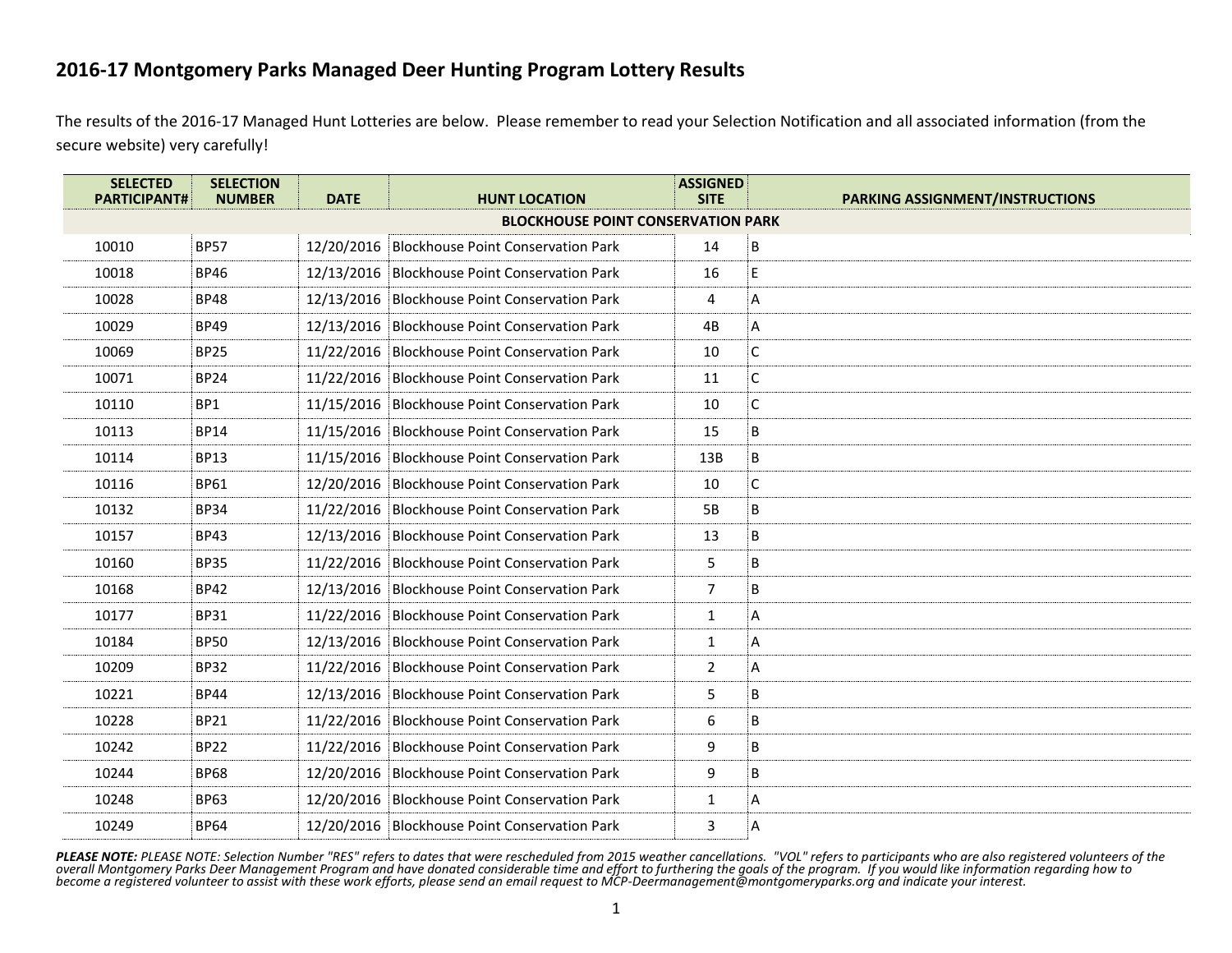# 2016-17 Montgomery Parks Managed Deer Hunting Program Lottery Results

The results of the 2016-17 Managed Hunt Lotteries are below. Please remember to read your Selection Notification and all associated information (from the secure website) very carefully!

| SELECTED PARTICIPANT# | SELECTION NUMBER | DATE | HUNT LOCATION | ASSIGNED SITE | PARKING ASSIGNMENT/INSTRUCTIONS |
|---|---|---|---|---|---|
| | | | **BLOCKHOUSE POINT CONSERVATION PARK** | | |
| 10010 | BP57 | 12/20/2016 | Blockhouse Point Conservation Park | 14 | B |
| 10018 | BP46 | 12/13/2016 | Blockhouse Point Conservation Park | 16 | E |
| 10028 | BP48 | 12/13/2016 | Blockhouse Point Conservation Park | 4 | A |
| 10029 | BP49 | 12/13/2016 | Blockhouse Point Conservation Park | 4B | A |
| 10069 | BP25 | 11/22/2016 | Blockhouse Point Conservation Park | 10 | C |
| 10071 | BP24 | 11/22/2016 | Blockhouse Point Conservation Park | 11 | C |
| 10110 | BP1 | 11/15/2016 | Blockhouse Point Conservation Park | 10 | C |
| 10113 | BP14 | 11/15/2016 | Blockhouse Point Conservation Park | 15 | B |
| 10114 | BP13 | 11/15/2016 | Blockhouse Point Conservation Park | 13B | B |
| 10116 | BP61 | 12/20/2016 | Blockhouse Point Conservation Park | 10 | C |
| 10132 | BP34 | 11/22/2016 | Blockhouse Point Conservation Park | 5B | B |
| 10157 | BP43 | 12/13/2016 | Blockhouse Point Conservation Park | 13 | B |
| 10160 | BP35 | 11/22/2016 | Blockhouse Point Conservation Park | 5 | B |
| 10168 | BP42 | 12/13/2016 | Blockhouse Point Conservation Park | 7 | B |
| 10177 | BP31 | 11/22/2016 | Blockhouse Point Conservation Park | 1 | A |
| 10184 | BP50 | 12/13/2016 | Blockhouse Point Conservation Park | 1 | A |
| 10209 | BP32 | 11/22/2016 | Blockhouse Point Conservation Park | 2 | A |
| 10221 | BP44 | 12/13/2016 | Blockhouse Point Conservation Park | 5 | B |
| 10228 | BP21 | 11/22/2016 | Blockhouse Point Conservation Park | 6 | B |
| 10242 | BP22 | 11/22/2016 | Blockhouse Point Conservation Park | 9 | B |
| 10244 | BP68 | 12/20/2016 | Blockhouse Point Conservation Park | 9 | B |
| 10248 | BP63 | 12/20/2016 | Blockhouse Point Conservation Park | 1 | A |
| 10249 | BP64 | 12/20/2016 | Blockhouse Point Conservation Park | 3 | A |

***PLEASE NOTE:*** *PLEASE NOTE: Selection Number "RES" refers to dates that were rescheduled from 2015 weather cancellations. "VOL" refers to participants who are also registered volunteers of the overall Montgomery Parks Deer Management Program and have donated considerable time and effort to furthering the goals of the program. If you would like information regarding how to become a registered volunteer to assist with these work efforts, please send an email request to MCP-Deermanagement@montgomeryparks.org and indicate your interest.*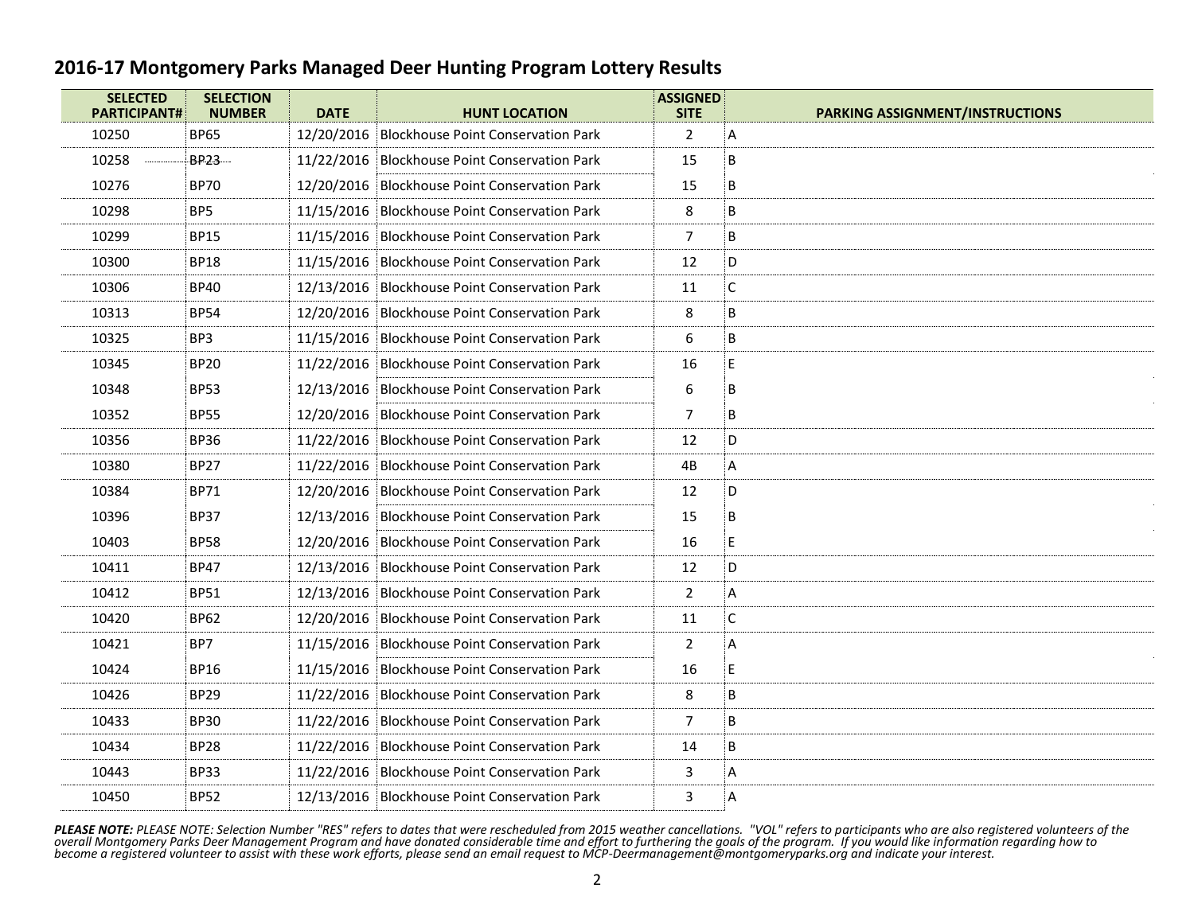## 2016-17 Montgomery Parks Managed Deer Hunting Program Lottery Results

| SELECTED PARTICIPANT# | SELECTION NUMBER | DATE | HUNT LOCATION | ASSIGNED SITE | PARKING ASSIGNMENT/INSTRUCTIONS |
|---|---|---|---|---|---|
| 10250 | BP65 | 12/20/2016 | Blockhouse Point Conservation Park | 2 | A |
| 10258 | BP23 | 11/22/2016 | Blockhouse Point Conservation Park | 15 | B |
| 10276 | BP70 | 12/20/2016 | Blockhouse Point Conservation Park | 15 | B |
| 10298 | BP5 | 11/15/2016 | Blockhouse Point Conservation Park | 8 | B |
| 10299 | BP15 | 11/15/2016 | Blockhouse Point Conservation Park | 7 | B |
| 10300 | BP18 | 11/15/2016 | Blockhouse Point Conservation Park | 12 | D |
| 10306 | BP40 | 12/13/2016 | Blockhouse Point Conservation Park | 11 | C |
| 10313 | BP54 | 12/20/2016 | Blockhouse Point Conservation Park | 8 | B |
| 10325 | BP3 | 11/15/2016 | Blockhouse Point Conservation Park | 6 | B |
| 10345 | BP20 | 11/22/2016 | Blockhouse Point Conservation Park | 16 | E |
| 10348 | BP53 | 12/13/2016 | Blockhouse Point Conservation Park | 6 | B |
| 10352 | BP55 | 12/20/2016 | Blockhouse Point Conservation Park | 7 | B |
| 10356 | BP36 | 11/22/2016 | Blockhouse Point Conservation Park | 12 | D |
| 10380 | BP27 | 11/22/2016 | Blockhouse Point Conservation Park | 4B | A |
| 10384 | BP71 | 12/20/2016 | Blockhouse Point Conservation Park | 12 | D |
| 10396 | BP37 | 12/13/2016 | Blockhouse Point Conservation Park | 15 | B |
| 10403 | BP58 | 12/20/2016 | Blockhouse Point Conservation Park | 16 | E |
| 10411 | BP47 | 12/13/2016 | Blockhouse Point Conservation Park | 12 | D |
| 10412 | BP51 | 12/13/2016 | Blockhouse Point Conservation Park | 2 | A |
| 10420 | BP62 | 12/20/2016 | Blockhouse Point Conservation Park | 11 | C |
| 10421 | BP7 | 11/15/2016 | Blockhouse Point Conservation Park | 2 | A |
| 10424 | BP16 | 11/15/2016 | Blockhouse Point Conservation Park | 16 | E |
| 10426 | BP29 | 11/22/2016 | Blockhouse Point Conservation Park | 8 | B |
| 10433 | BP30 | 11/22/2016 | Blockhouse Point Conservation Park | 7 | B |
| 10434 | BP28 | 11/22/2016 | Blockhouse Point Conservation Park | 14 | B |
| 10443 | BP33 | 11/22/2016 | Blockhouse Point Conservation Park | 3 | A |
| 10450 | BP52 | 12/13/2016 | Blockhouse Point Conservation Park | 3 | A |

***PLEASE NOTE:*** *PLEASE NOTE: Selection Number "RES" refers to dates that were rescheduled from 2015 weather cancellations. "VOL" refers to participants who are also registered volunteers of the overall Montgomery Parks Deer Management Program and have donated considerable time and effort to furthering the goals of the program. If you would like information regarding how to become a registered volunteer to assist with these work efforts, please send an email request to MCP-Deermanagement@montgomeryparks.org and indicate your interest.*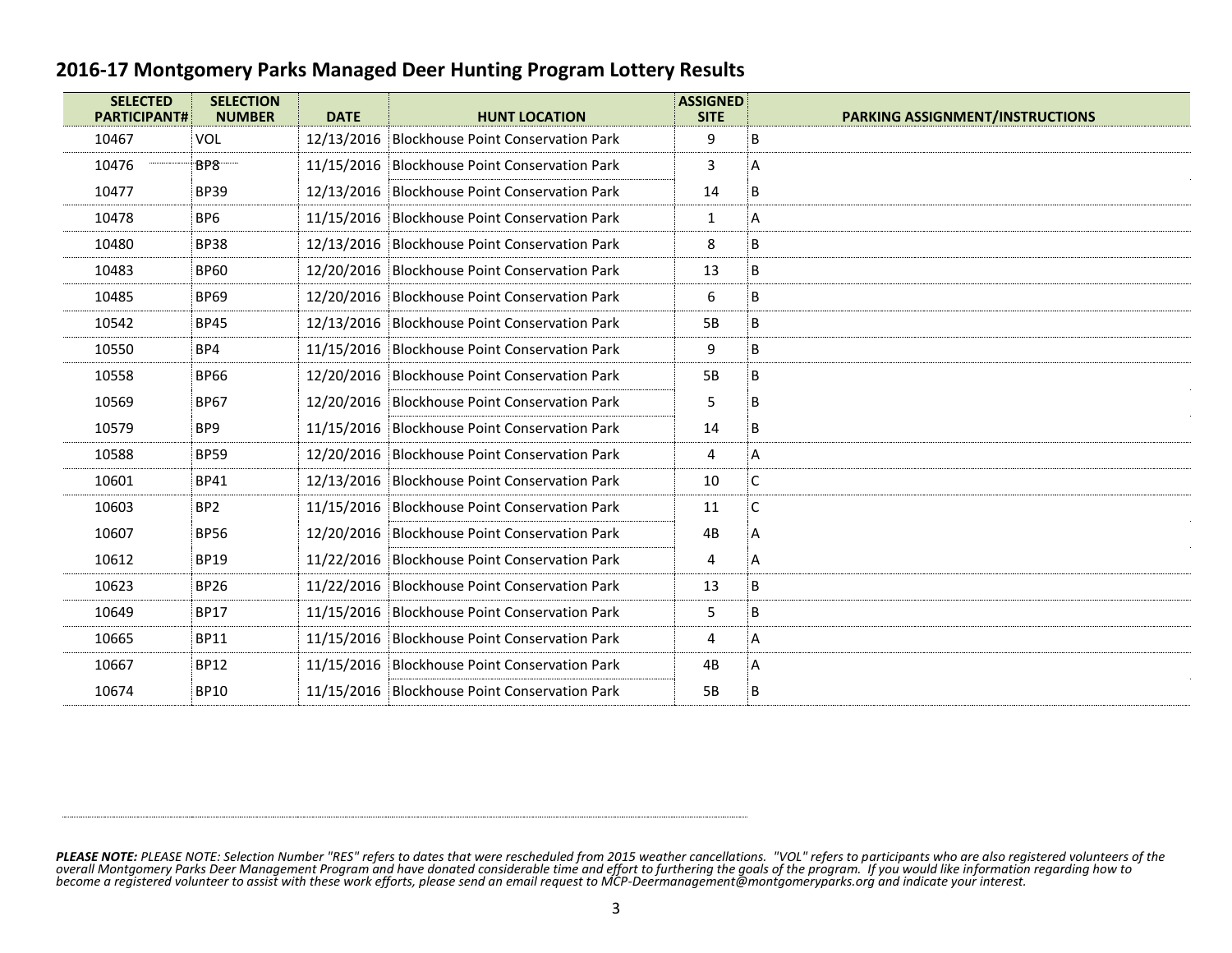## 2016-17 Montgomery Parks Managed Deer Hunting Program Lottery Results

| SELECTED PARTICIPANT# | SELECTION NUMBER | DATE | HUNT LOCATION | ASSIGNED SITE | PARKING ASSIGNMENT/INSTRUCTIONS |
|---|---|---|---|---|---|
| 10467 | VOL | 12/13/2016 | Blockhouse Point Conservation Park | 9 | B |
| 10476 | BP8 | 11/15/2016 | Blockhouse Point Conservation Park | 3 | A |
| 10477 | BP39 | 12/13/2016 | Blockhouse Point Conservation Park | 14 | B |
| 10478 | BP6 | 11/15/2016 | Blockhouse Point Conservation Park | 1 | A |
| 10480 | BP38 | 12/13/2016 | Blockhouse Point Conservation Park | 8 | B |
| 10483 | BP60 | 12/20/2016 | Blockhouse Point Conservation Park | 13 | B |
| 10485 | BP69 | 12/20/2016 | Blockhouse Point Conservation Park | 6 | B |
| 10542 | BP45 | 12/13/2016 | Blockhouse Point Conservation Park | 5B | B |
| 10550 | BP4 | 11/15/2016 | Blockhouse Point Conservation Park | 9 | B |
| 10558 | BP66 | 12/20/2016 | Blockhouse Point Conservation Park | 5B | B |
| 10569 | BP67 | 12/20/2016 | Blockhouse Point Conservation Park | 5 | B |
| 10579 | BP9 | 11/15/2016 | Blockhouse Point Conservation Park | 14 | B |
| 10588 | BP59 | 12/20/2016 | Blockhouse Point Conservation Park | 4 | A |
| 10601 | BP41 | 12/13/2016 | Blockhouse Point Conservation Park | 10 | C |
| 10603 | BP2 | 11/15/2016 | Blockhouse Point Conservation Park | 11 | C |
| 10607 | BP56 | 12/20/2016 | Blockhouse Point Conservation Park | 4B | A |
| 10612 | BP19 | 11/22/2016 | Blockhouse Point Conservation Park | 4 | A |
| 10623 | BP26 | 11/22/2016 | Blockhouse Point Conservation Park | 13 | B |
| 10649 | BP17 | 11/15/2016 | Blockhouse Point Conservation Park | 5 | B |
| 10665 | BP11 | 11/15/2016 | Blockhouse Point Conservation Park | 4 | A |
| 10667 | BP12 | 11/15/2016 | Blockhouse Point Conservation Park | 4B | A |
| 10674 | BP10 | 11/15/2016 | Blockhouse Point Conservation Park | 5B | B |

***PLEASE NOTE:*** *PLEASE NOTE: Selection Number "RES" refers to dates that were rescheduled from 2015 weather cancellations. "VOL" refers to participants who are also registered volunteers of the overall Montgomery Parks Deer Management Program and have donated considerable time and effort to furthering the goals of the program. If you would like information regarding how to become a registered volunteer to assist with these work efforts, please send an email request to MCP-Deermanagement@montgomeryparks.org and indicate your interest.*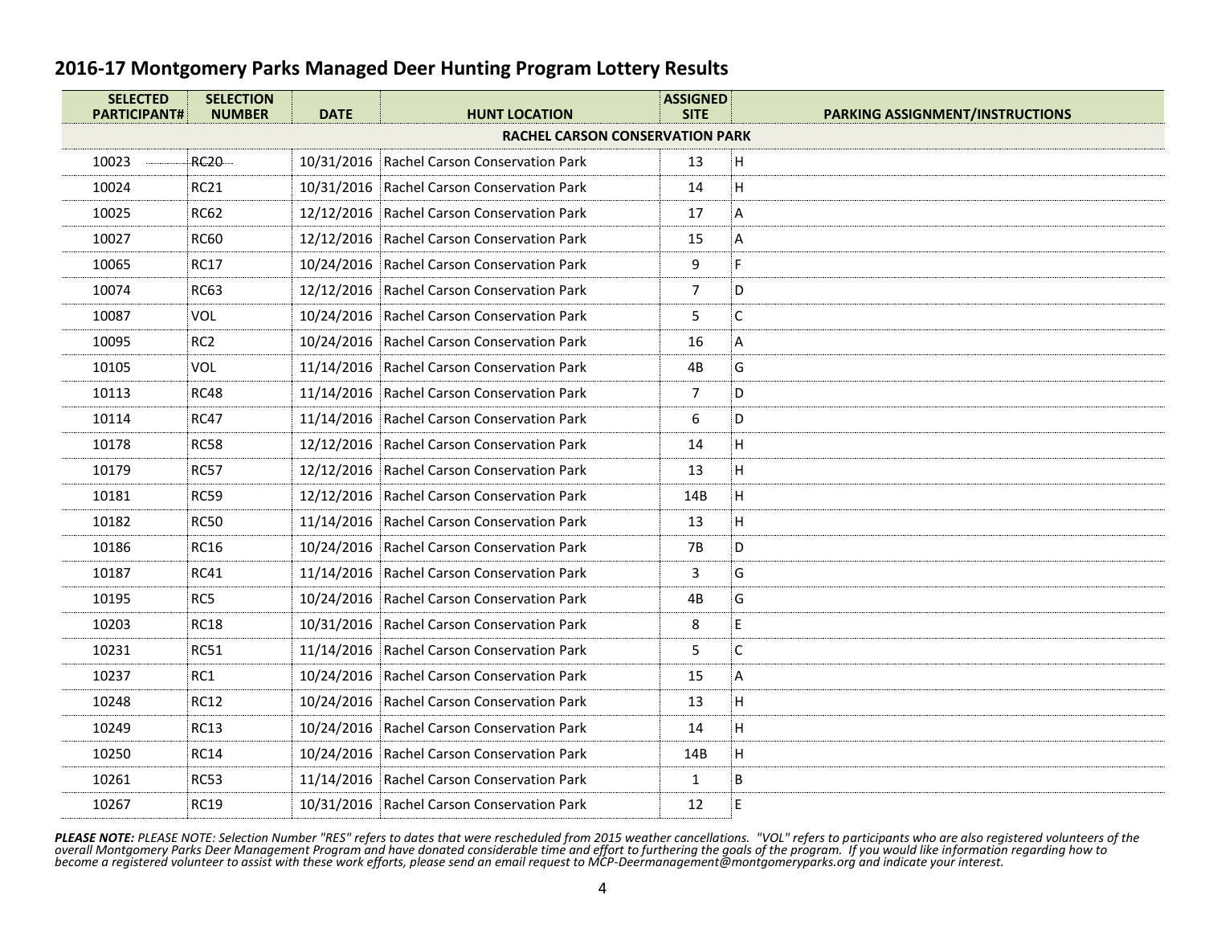## 2016-17 Montgomery Parks Managed Deer Hunting Program Lottery Results

| SELECTED PARTICIPANT# | SELECTION NUMBER | DATE | HUNT LOCATION | ASSIGNED SITE | PARKING ASSIGNMENT/INSTRUCTIONS |
|---|---|---|---|---|---|
| | | | **RACHEL CARSON CONSERVATION PARK** | | |
| 10023 | RC20 | 10/31/2016 | Rachel Carson Conservation Park | 13 | H |
| 10024 | RC21 | 10/31/2016 | Rachel Carson Conservation Park | 14 | H |
| 10025 | RC62 | 12/12/2016 | Rachel Carson Conservation Park | 17 | A |
| 10027 | RC60 | 12/12/2016 | Rachel Carson Conservation Park | 15 | A |
| 10065 | RC17 | 10/24/2016 | Rachel Carson Conservation Park | 9 | F |
| 10074 | RC63 | 12/12/2016 | Rachel Carson Conservation Park | 7 | D |
| 10087 | VOL | 10/24/2016 | Rachel Carson Conservation Park | 5 | C |
| 10095 | RC2 | 10/24/2016 | Rachel Carson Conservation Park | 16 | A |
| 10105 | VOL | 11/14/2016 | Rachel Carson Conservation Park | 4B | G |
| 10113 | RC48 | 11/14/2016 | Rachel Carson Conservation Park | 7 | D |
| 10114 | RC47 | 11/14/2016 | Rachel Carson Conservation Park | 6 | D |
| 10178 | RC58 | 12/12/2016 | Rachel Carson Conservation Park | 14 | H |
| 10179 | RC57 | 12/12/2016 | Rachel Carson Conservation Park | 13 | H |
| 10181 | RC59 | 12/12/2016 | Rachel Carson Conservation Park | 14B | H |
| 10182 | RC50 | 11/14/2016 | Rachel Carson Conservation Park | 13 | H |
| 10186 | RC16 | 10/24/2016 | Rachel Carson Conservation Park | 7B | D |
| 10187 | RC41 | 11/14/2016 | Rachel Carson Conservation Park | 3 | G |
| 10195 | RC5 | 10/24/2016 | Rachel Carson Conservation Park | 4B | G |
| 10203 | RC18 | 10/31/2016 | Rachel Carson Conservation Park | 8 | E |
| 10231 | RC51 | 11/14/2016 | Rachel Carson Conservation Park | 5 | C |
| 10237 | RC1 | 10/24/2016 | Rachel Carson Conservation Park | 15 | A |
| 10248 | RC12 | 10/24/2016 | Rachel Carson Conservation Park | 13 | H |
| 10249 | RC13 | 10/24/2016 | Rachel Carson Conservation Park | 14 | H |
| 10250 | RC14 | 10/24/2016 | Rachel Carson Conservation Park | 14B | H |
| 10261 | RC53 | 11/14/2016 | Rachel Carson Conservation Park | 1 | B |
| 10267 | RC19 | 10/31/2016 | Rachel Carson Conservation Park | 12 | E |

***PLEASE NOTE:*** *PLEASE NOTE: Selection Number "RES" refers to dates that were rescheduled from 2015 weather cancellations. "VOL" refers to participants who are also registered volunteers of the overall Montgomery Parks Deer Management Program and have donated considerable time and effort to furthering the goals of the program. If you would like information regarding how to become a registered volunteer to assist with these work efforts, please send an email request to MCP-Deermanagement@montgomeryparks.org and indicate your interest.*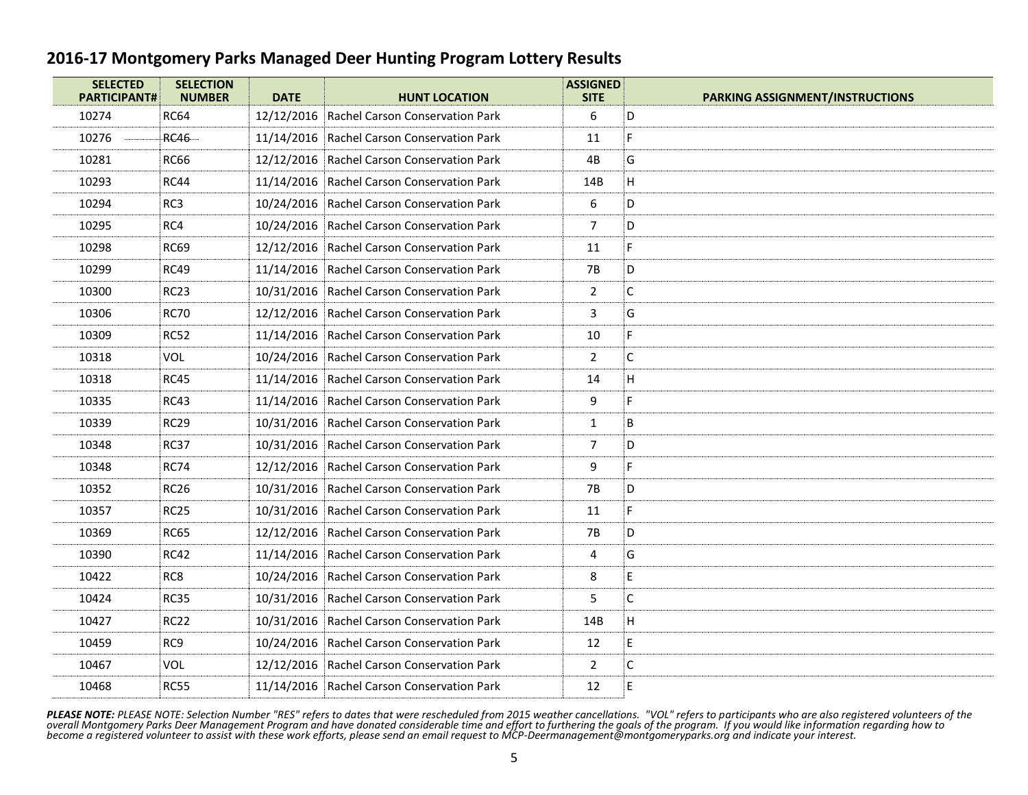## 2016-17 Montgomery Parks Managed Deer Hunting Program Lottery Results

| SELECTED PARTICIPANT# | SELECTION NUMBER | DATE | HUNT LOCATION | ASSIGNED SITE | PARKING ASSIGNMENT/INSTRUCTIONS |
|---|---|---|---|---|---|
| 10274 | RC64 | 12/12/2016 | Rachel Carson Conservation Park | 6 | D |
| 10276 | RC46 | 11/14/2016 | Rachel Carson Conservation Park | 11 | F |
| 10281 | RC66 | 12/12/2016 | Rachel Carson Conservation Park | 4B | G |
| 10293 | RC44 | 11/14/2016 | Rachel Carson Conservation Park | 14B | H |
| 10294 | RC3 | 10/24/2016 | Rachel Carson Conservation Park | 6 | D |
| 10295 | RC4 | 10/24/2016 | Rachel Carson Conservation Park | 7 | D |
| 10298 | RC69 | 12/12/2016 | Rachel Carson Conservation Park | 11 | F |
| 10299 | RC49 | 11/14/2016 | Rachel Carson Conservation Park | 7B | D |
| 10300 | RC23 | 10/31/2016 | Rachel Carson Conservation Park | 2 | C |
| 10306 | RC70 | 12/12/2016 | Rachel Carson Conservation Park | 3 | G |
| 10309 | RC52 | 11/14/2016 | Rachel Carson Conservation Park | 10 | F |
| 10318 | VOL | 10/24/2016 | Rachel Carson Conservation Park | 2 | C |
| 10318 | RC45 | 11/14/2016 | Rachel Carson Conservation Park | 14 | H |
| 10335 | RC43 | 11/14/2016 | Rachel Carson Conservation Park | 9 | F |
| 10339 | RC29 | 10/31/2016 | Rachel Carson Conservation Park | 1 | B |
| 10348 | RC37 | 10/31/2016 | Rachel Carson Conservation Park | 7 | D |
| 10348 | RC74 | 12/12/2016 | Rachel Carson Conservation Park | 9 | F |
| 10352 | RC26 | 10/31/2016 | Rachel Carson Conservation Park | 7B | D |
| 10357 | RC25 | 10/31/2016 | Rachel Carson Conservation Park | 11 | F |
| 10369 | RC65 | 12/12/2016 | Rachel Carson Conservation Park | 7B | D |
| 10390 | RC42 | 11/14/2016 | Rachel Carson Conservation Park | 4 | G |
| 10422 | RC8 | 10/24/2016 | Rachel Carson Conservation Park | 8 | E |
| 10424 | RC35 | 10/31/2016 | Rachel Carson Conservation Park | 5 | C |
| 10427 | RC22 | 10/31/2016 | Rachel Carson Conservation Park | 14B | H |
| 10459 | RC9 | 10/24/2016 | Rachel Carson Conservation Park | 12 | E |
| 10467 | VOL | 12/12/2016 | Rachel Carson Conservation Park | 2 | C |
| 10468 | RC55 | 11/14/2016 | Rachel Carson Conservation Park | 12 | E |

***PLEASE NOTE:** PLEASE NOTE: Selection Number "RES" refers to dates that were rescheduled from 2015 weather cancellations. "VOL" refers to participants who are also registered volunteers of the overall Montgomery Parks Deer Management Program and have donated considerable time and effort to furthering the goals of the program. If you would like information regarding how to become a registered volunteer to assist with these work efforts, please send an email request to MCP-Deermanagement@montgomeryparks.org and indicate your interest.*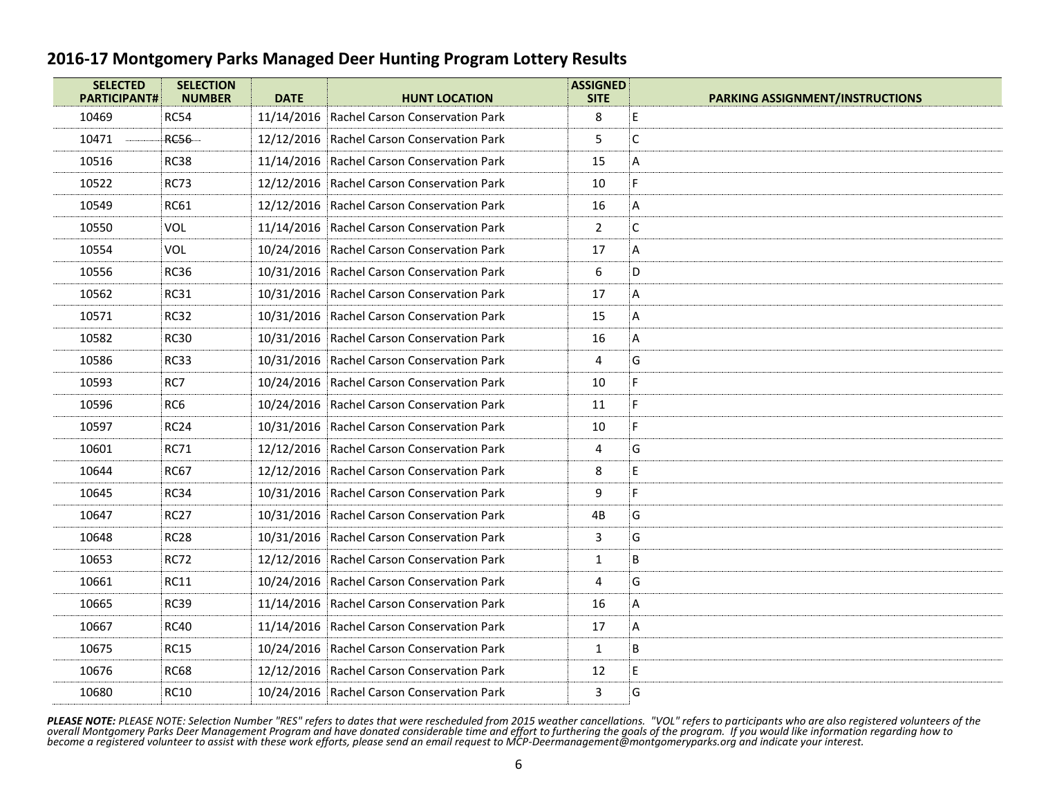# 2016-17 Montgomery Parks Managed Deer Hunting Program Lottery Results

| SELECTED PARTICIPANT# | SELECTION NUMBER | DATE | HUNT LOCATION | ASSIGNED SITE | PARKING ASSIGNMENT/INSTRUCTIONS |
|---|---|---|---|---|---|
| 10469 | RC54 | 11/14/2016 | Rachel Carson Conservation Park | 8 | E |
| 10471 | RC56 | 12/12/2016 | Rachel Carson Conservation Park | 5 | C |
| 10516 | RC38 | 11/14/2016 | Rachel Carson Conservation Park | 15 | A |
| 10522 | RC73 | 12/12/2016 | Rachel Carson Conservation Park | 10 | F |
| 10549 | RC61 | 12/12/2016 | Rachel Carson Conservation Park | 16 | A |
| 10550 | VOL | 11/14/2016 | Rachel Carson Conservation Park | 2 | C |
| 10554 | VOL | 10/24/2016 | Rachel Carson Conservation Park | 17 | A |
| 10556 | RC36 | 10/31/2016 | Rachel Carson Conservation Park | 6 | D |
| 10562 | RC31 | 10/31/2016 | Rachel Carson Conservation Park | 17 | A |
| 10571 | RC32 | 10/31/2016 | Rachel Carson Conservation Park | 15 | A |
| 10582 | RC30 | 10/31/2016 | Rachel Carson Conservation Park | 16 | A |
| 10586 | RC33 | 10/31/2016 | Rachel Carson Conservation Park | 4 | G |
| 10593 | RC7 | 10/24/2016 | Rachel Carson Conservation Park | 10 | F |
| 10596 | RC6 | 10/24/2016 | Rachel Carson Conservation Park | 11 | F |
| 10597 | RC24 | 10/31/2016 | Rachel Carson Conservation Park | 10 | F |
| 10601 | RC71 | 12/12/2016 | Rachel Carson Conservation Park | 4 | G |
| 10644 | RC67 | 12/12/2016 | Rachel Carson Conservation Park | 8 | E |
| 10645 | RC34 | 10/31/2016 | Rachel Carson Conservation Park | 9 | F |
| 10647 | RC27 | 10/31/2016 | Rachel Carson Conservation Park | 4B | G |
| 10648 | RC28 | 10/31/2016 | Rachel Carson Conservation Park | 3 | G |
| 10653 | RC72 | 12/12/2016 | Rachel Carson Conservation Park | 1 | B |
| 10661 | RC11 | 10/24/2016 | Rachel Carson Conservation Park | 4 | G |
| 10665 | RC39 | 11/14/2016 | Rachel Carson Conservation Park | 16 | A |
| 10667 | RC40 | 11/14/2016 | Rachel Carson Conservation Park | 17 | A |
| 10675 | RC15 | 10/24/2016 | Rachel Carson Conservation Park | 1 | B |
| 10676 | RC68 | 12/12/2016 | Rachel Carson Conservation Park | 12 | E |
| 10680 | RC10 | 10/24/2016 | Rachel Carson Conservation Park | 3 | G |

***PLEASE NOTE:*** *PLEASE NOTE: Selection Number "RES" refers to dates that were rescheduled from 2015 weather cancellations. "VOL" refers to participants who are also registered volunteers of the overall Montgomery Parks Deer Management Program and have donated considerable time and effort to furthering the goals of the program. If you would like information regarding how to become a registered volunteer to assist with these work efforts, please send an email request to MCP-Deermanagement@montgomeryparks.org and indicate your interest.*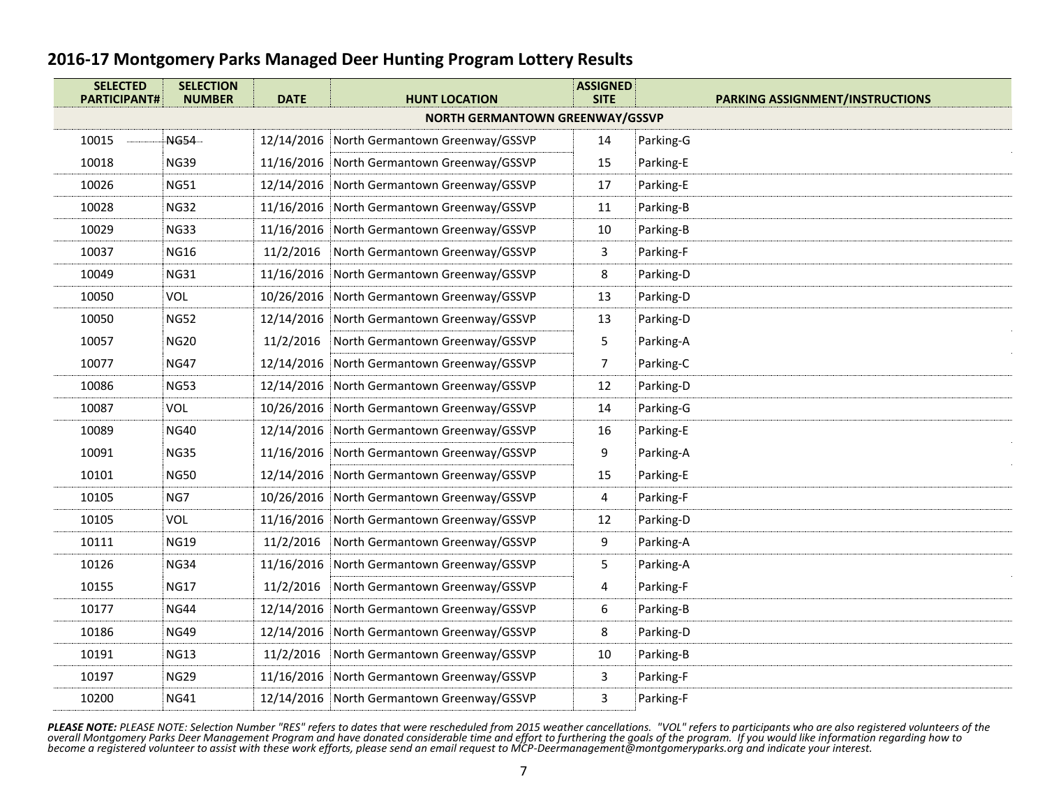# 2016-17 Montgomery Parks Managed Deer Hunting Program Lottery Results

| SELECTED PARTICIPANT# | SELECTION NUMBER | DATE | HUNT LOCATION | ASSIGNED SITE | PARKING ASSIGNMENT/INSTRUCTIONS |
|---|---|---|---|---|---|
| | | | **NORTH GERMANTOWN GREENWAY/GSSVP** | | |
| 10015 | NG54 | 12/14/2016 | North Germantown Greenway/GSSVP | 14 | Parking-G |
| 10018 | NG39 | 11/16/2016 | North Germantown Greenway/GSSVP | 15 | Parking-E |
| 10026 | NG51 | 12/14/2016 | North Germantown Greenway/GSSVP | 17 | Parking-E |
| 10028 | NG32 | 11/16/2016 | North Germantown Greenway/GSSVP | 11 | Parking-B |
| 10029 | NG33 | 11/16/2016 | North Germantown Greenway/GSSVP | 10 | Parking-B |
| 10037 | NG16 | 11/2/2016 | North Germantown Greenway/GSSVP | 3 | Parking-F |
| 10049 | NG31 | 11/16/2016 | North Germantown Greenway/GSSVP | 8 | Parking-D |
| 10050 | VOL | 10/26/2016 | North Germantown Greenway/GSSVP | 13 | Parking-D |
| 10050 | NG52 | 12/14/2016 | North Germantown Greenway/GSSVP | 13 | Parking-D |
| 10057 | NG20 | 11/2/2016 | North Germantown Greenway/GSSVP | 5 | Parking-A |
| 10077 | NG47 | 12/14/2016 | North Germantown Greenway/GSSVP | 7 | Parking-C |
| 10086 | NG53 | 12/14/2016 | North Germantown Greenway/GSSVP | 12 | Parking-D |
| 10087 | VOL | 10/26/2016 | North Germantown Greenway/GSSVP | 14 | Parking-G |
| 10089 | NG40 | 12/14/2016 | North Germantown Greenway/GSSVP | 16 | Parking-E |
| 10091 | NG35 | 11/16/2016 | North Germantown Greenway/GSSVP | 9 | Parking-A |
| 10101 | NG50 | 12/14/2016 | North Germantown Greenway/GSSVP | 15 | Parking-E |
| 10105 | NG7 | 10/26/2016 | North Germantown Greenway/GSSVP | 4 | Parking-F |
| 10105 | VOL | 11/16/2016 | North Germantown Greenway/GSSVP | 12 | Parking-D |
| 10111 | NG19 | 11/2/2016 | North Germantown Greenway/GSSVP | 9 | Parking-A |
| 10126 | NG34 | 11/16/2016 | North Germantown Greenway/GSSVP | 5 | Parking-A |
| 10155 | NG17 | 11/2/2016 | North Germantown Greenway/GSSVP | 4 | Parking-F |
| 10177 | NG44 | 12/14/2016 | North Germantown Greenway/GSSVP | 6 | Parking-B |
| 10186 | NG49 | 12/14/2016 | North Germantown Greenway/GSSVP | 8 | Parking-D |
| 10191 | NG13 | 11/2/2016 | North Germantown Greenway/GSSVP | 10 | Parking-B |
| 10197 | NG29 | 11/16/2016 | North Germantown Greenway/GSSVP | 3 | Parking-F |
| 10200 | NG41 | 12/14/2016 | North Germantown Greenway/GSSVP | 3 | Parking-F |

***PLEASE NOTE:*** *PLEASE NOTE: Selection Number "RES" refers to dates that were rescheduled from 2015 weather cancellations. "VOL" refers to participants who are also registered volunteers of the overall Montgomery Parks Deer Management Program and have donated considerable time and effort to furthering the goals of the program. If you would like information regarding how to become a registered volunteer to assist with these work efforts, please send an email request to MCP-Deermanagement@montgomeryparks.org and indicate your interest.*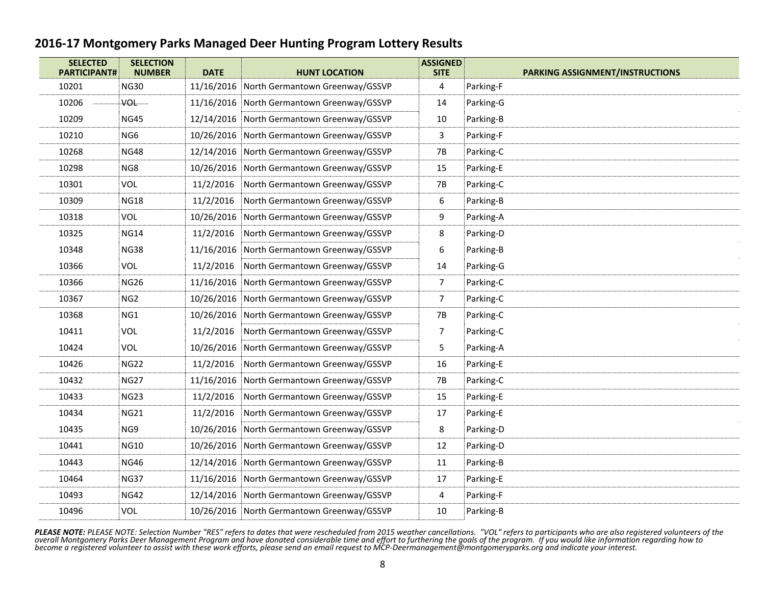## 2016-17 Montgomery Parks Managed Deer Hunting Program Lottery Results

| SELECTED PARTICIPANT# | SELECTION NUMBER | DATE | HUNT LOCATION | ASSIGNED SITE | PARKING ASSIGNMENT/INSTRUCTIONS |
|---|---|---|---|---|---|
| 10201 | NG30 | 11/16/2016 | North Germantown Greenway/GSSVP | 4 | Parking-F |
| 10206 | VOL | 11/16/2016 | North Germantown Greenway/GSSVP | 14 | Parking-G |
| 10209 | NG45 | 12/14/2016 | North Germantown Greenway/GSSVP | 10 | Parking-B |
| 10210 | NG6 | 10/26/2016 | North Germantown Greenway/GSSVP | 3 | Parking-F |
| 10268 | NG48 | 12/14/2016 | North Germantown Greenway/GSSVP | 7B | Parking-C |
| 10298 | NG8 | 10/26/2016 | North Germantown Greenway/GSSVP | 15 | Parking-E |
| 10301 | VOL | 11/2/2016 | North Germantown Greenway/GSSVP | 7B | Parking-C |
| 10309 | NG18 | 11/2/2016 | North Germantown Greenway/GSSVP | 6 | Parking-B |
| 10318 | VOL | 10/26/2016 | North Germantown Greenway/GSSVP | 9 | Parking-A |
| 10325 | NG14 | 11/2/2016 | North Germantown Greenway/GSSVP | 8 | Parking-D |
| 10348 | NG38 | 11/16/2016 | North Germantown Greenway/GSSVP | 6 | Parking-B |
| 10366 | VOL | 11/2/2016 | North Germantown Greenway/GSSVP | 14 | Parking-G |
| 10366 | NG26 | 11/16/2016 | North Germantown Greenway/GSSVP | 7 | Parking-C |
| 10367 | NG2 | 10/26/2016 | North Germantown Greenway/GSSVP | 7 | Parking-C |
| 10368 | NG1 | 10/26/2016 | North Germantown Greenway/GSSVP | 7B | Parking-C |
| 10411 | VOL | 11/2/2016 | North Germantown Greenway/GSSVP | 7 | Parking-C |
| 10424 | VOL | 10/26/2016 | North Germantown Greenway/GSSVP | 5 | Parking-A |
| 10426 | NG22 | 11/2/2016 | North Germantown Greenway/GSSVP | 16 | Parking-E |
| 10432 | NG27 | 11/16/2016 | North Germantown Greenway/GSSVP | 7B | Parking-C |
| 10433 | NG23 | 11/2/2016 | North Germantown Greenway/GSSVP | 15 | Parking-E |
| 10434 | NG21 | 11/2/2016 | North Germantown Greenway/GSSVP | 17 | Parking-E |
| 10435 | NG9 | 10/26/2016 | North Germantown Greenway/GSSVP | 8 | Parking-D |
| 10441 | NG10 | 10/26/2016 | North Germantown Greenway/GSSVP | 12 | Parking-D |
| 10443 | NG46 | 12/14/2016 | North Germantown Greenway/GSSVP | 11 | Parking-B |
| 10464 | NG37 | 11/16/2016 | North Germantown Greenway/GSSVP | 17 | Parking-E |
| 10493 | NG42 | 12/14/2016 | North Germantown Greenway/GSSVP | 4 | Parking-F |
| 10496 | VOL | 10/26/2016 | North Germantown Greenway/GSSVP | 10 | Parking-B |

***PLEASE NOTE:*** *PLEASE NOTE: Selection Number "RES" refers to dates that were rescheduled from 2015 weather cancellations. "VOL" refers to participants who are also registered volunteers of the overall Montgomery Parks Deer Management Program and have donated considerable time and effort to furthering the goals of the program. If you would like information regarding how to become a registered volunteer to assist with these work efforts, please send an email request to MCP-Deermanagement@montgomeryparks.org and indicate your interest.*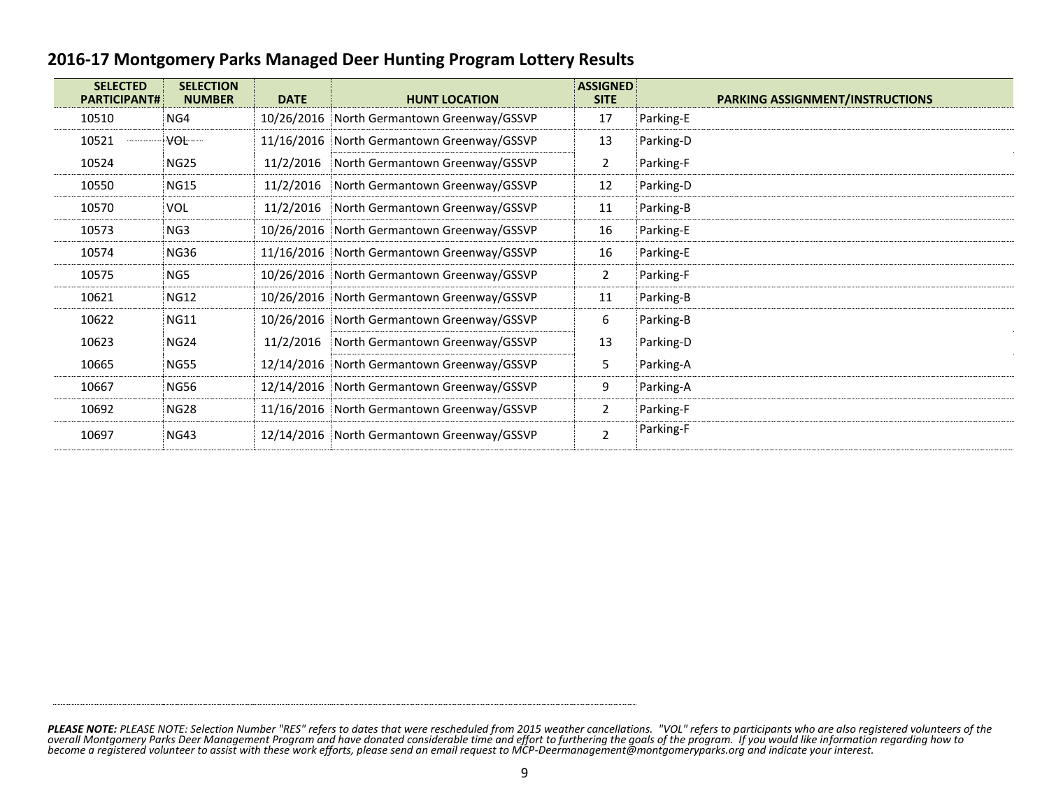## 2016-17 Montgomery Parks Managed Deer Hunting Program Lottery Results

| SELECTED PARTICIPANT# | SELECTION NUMBER | DATE | HUNT LOCATION | ASSIGNED SITE | PARKING ASSIGNMENT/INSTRUCTIONS |
|---|---|---|---|---|---|
| 10510 | NG4 | 10/26/2016 | North Germantown Greenway/GSSVP | 17 | Parking-E |
| 10521 | ~~VOL~~ | 11/16/2016 | North Germantown Greenway/GSSVP | 13 | Parking-D |
| 10524 | NG25 | 11/2/2016 | North Germantown Greenway/GSSVP | 2 | Parking-F |
| 10550 | NG15 | 11/2/2016 | North Germantown Greenway/GSSVP | 12 | Parking-D |
| 10570 | VOL | 11/2/2016 | North Germantown Greenway/GSSVP | 11 | Parking-B |
| 10573 | NG3 | 10/26/2016 | North Germantown Greenway/GSSVP | 16 | Parking-E |
| 10574 | NG36 | 11/16/2016 | North Germantown Greenway/GSSVP | 16 | Parking-E |
| 10575 | NG5 | 10/26/2016 | North Germantown Greenway/GSSVP | 2 | Parking-F |
| 10621 | NG12 | 10/26/2016 | North Germantown Greenway/GSSVP | 11 | Parking-B |
| 10622 | NG11 | 10/26/2016 | North Germantown Greenway/GSSVP | 6 | Parking-B |
| 10623 | NG24 | 11/2/2016 | North Germantown Greenway/GSSVP | 13 | Parking-D |
| 10665 | NG55 | 12/14/2016 | North Germantown Greenway/GSSVP | 5 | Parking-A |
| 10667 | NG56 | 12/14/2016 | North Germantown Greenway/GSSVP | 9 | Parking-A |
| 10692 | NG28 | 11/16/2016 | North Germantown Greenway/GSSVP | 2 | Parking-F |
| 10697 | NG43 | 12/14/2016 | North Germantown Greenway/GSSVP | 2 | Parking-F |

***PLEASE NOTE:*** *PLEASE NOTE: Selection Number "RES" refers to dates that were rescheduled from 2015 weather cancellations. "VOL" refers to participants who are also registered volunteers of the overall Montgomery Parks Deer Management Program and have donated considerable time and effort to furthering the goals of the program. If you would like information regarding how to become a registered volunteer to assist with these work efforts, please send an email request to MCP-Deermanagement@montgomeryparks.org and indicate your interest.*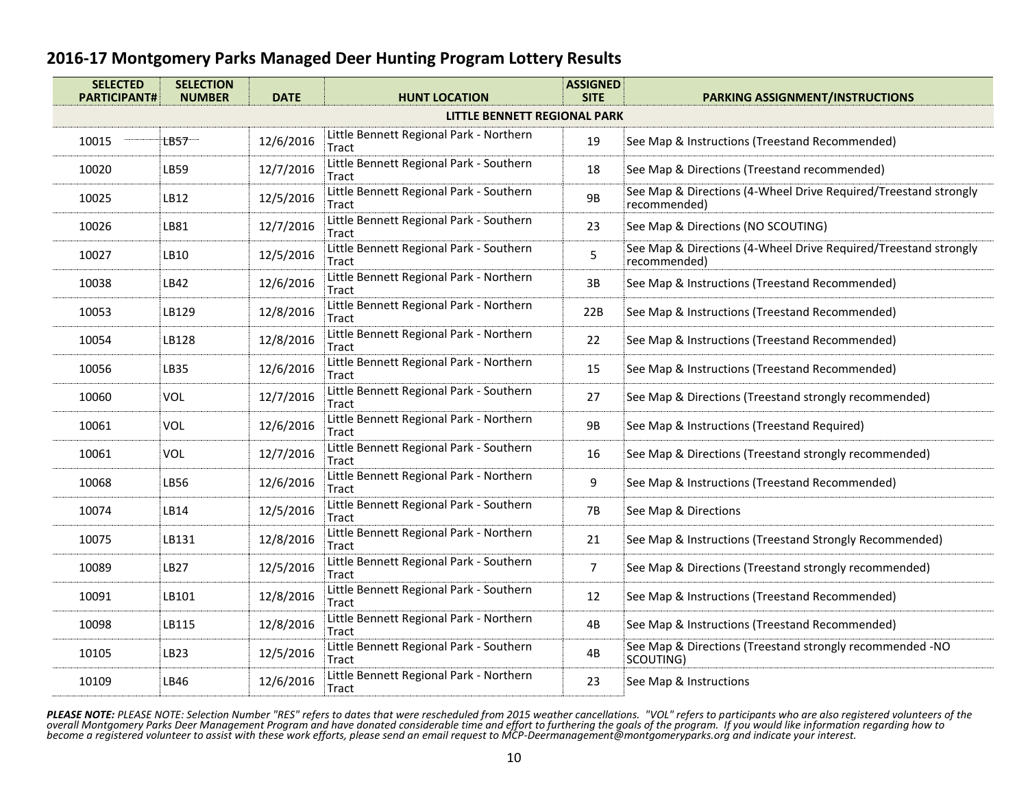# 2016-17 Montgomery Parks Managed Deer Hunting Program Lottery Results

| SELECTED PARTICIPANT# | SELECTION NUMBER | DATE | HUNT LOCATION | ASSIGNED SITE | PARKING ASSIGNMENT/INSTRUCTIONS |
|---|---|---|---|---|---|
| | | | **LITTLE BENNETT REGIONAL PARK** | | |
| 10015 | LB57 | 12/6/2016 | Little Bennett Regional Park - Northern Tract | 19 | See Map & Instructions (Treestand Recommended) |
| 10020 | LB59 | 12/7/2016 | Little Bennett Regional Park - Southern Tract | 18 | See Map & Directions (Treestand recommended) |
| 10025 | LB12 | 12/5/2016 | Little Bennett Regional Park - Southern Tract | 9B | See Map & Directions (4-Wheel Drive Required/Treestand strongly recommended) |
| 10026 | LB81 | 12/7/2016 | Little Bennett Regional Park - Southern Tract | 23 | See Map & Directions (NO SCOUTING) |
| 10027 | LB10 | 12/5/2016 | Little Bennett Regional Park - Southern Tract | 5 | See Map & Directions (4-Wheel Drive Required/Treestand strongly recommended) |
| 10038 | LB42 | 12/6/2016 | Little Bennett Regional Park - Northern Tract | 3B | See Map & Instructions (Treestand Recommended) |
| 10053 | LB129 | 12/8/2016 | Little Bennett Regional Park - Northern Tract | 22B | See Map & Instructions (Treestand Recommended) |
| 10054 | LB128 | 12/8/2016 | Little Bennett Regional Park - Northern Tract | 22 | See Map & Instructions (Treestand Recommended) |
| 10056 | LB35 | 12/6/2016 | Little Bennett Regional Park - Northern Tract | 15 | See Map & Instructions (Treestand Recommended) |
| 10060 | VOL | 12/7/2016 | Little Bennett Regional Park - Southern Tract | 27 | See Map & Directions (Treestand strongly recommended) |
| 10061 | VOL | 12/6/2016 | Little Bennett Regional Park - Northern Tract | 9B | See Map & Instructions (Treestand Required) |
| 10061 | VOL | 12/7/2016 | Little Bennett Regional Park - Southern Tract | 16 | See Map & Directions (Treestand strongly recommended) |
| 10068 | LB56 | 12/6/2016 | Little Bennett Regional Park - Northern Tract | 9 | See Map & Instructions (Treestand Recommended) |
| 10074 | LB14 | 12/5/2016 | Little Bennett Regional Park - Southern Tract | 7B | See Map & Directions |
| 10075 | LB131 | 12/8/2016 | Little Bennett Regional Park - Northern Tract | 21 | See Map & Instructions (Treestand Strongly Recommended) |
| 10089 | LB27 | 12/5/2016 | Little Bennett Regional Park - Southern Tract | 7 | See Map & Directions (Treestand strongly recommended) |
| 10091 | LB101 | 12/8/2016 | Little Bennett Regional Park - Southern Tract | 12 | See Map & Instructions (Treestand Recommended) |
| 10098 | LB115 | 12/8/2016 | Little Bennett Regional Park - Northern Tract | 4B | See Map & Instructions (Treestand Recommended) |
| 10105 | LB23 | 12/5/2016 | Little Bennett Regional Park - Southern Tract | 4B | See Map & Directions (Treestand strongly recommended -NO SCOUTING) |
| 10109 | LB46 | 12/6/2016 | Little Bennett Regional Park - Northern Tract | 23 | See Map & Instructions |

***PLEASE NOTE:*** *PLEASE NOTE: Selection Number "RES" refers to dates that were rescheduled from 2015 weather cancellations. "VOL" refers to participants who are also registered volunteers of the overall Montgomery Parks Deer Management Program and have donated considerable time and effort to furthering the goals of the program. If you would like information regarding how to become a registered volunteer to assist with these work efforts, please send an email request to MCP-Deermanagement@montgomeryparks.org and indicate your interest.*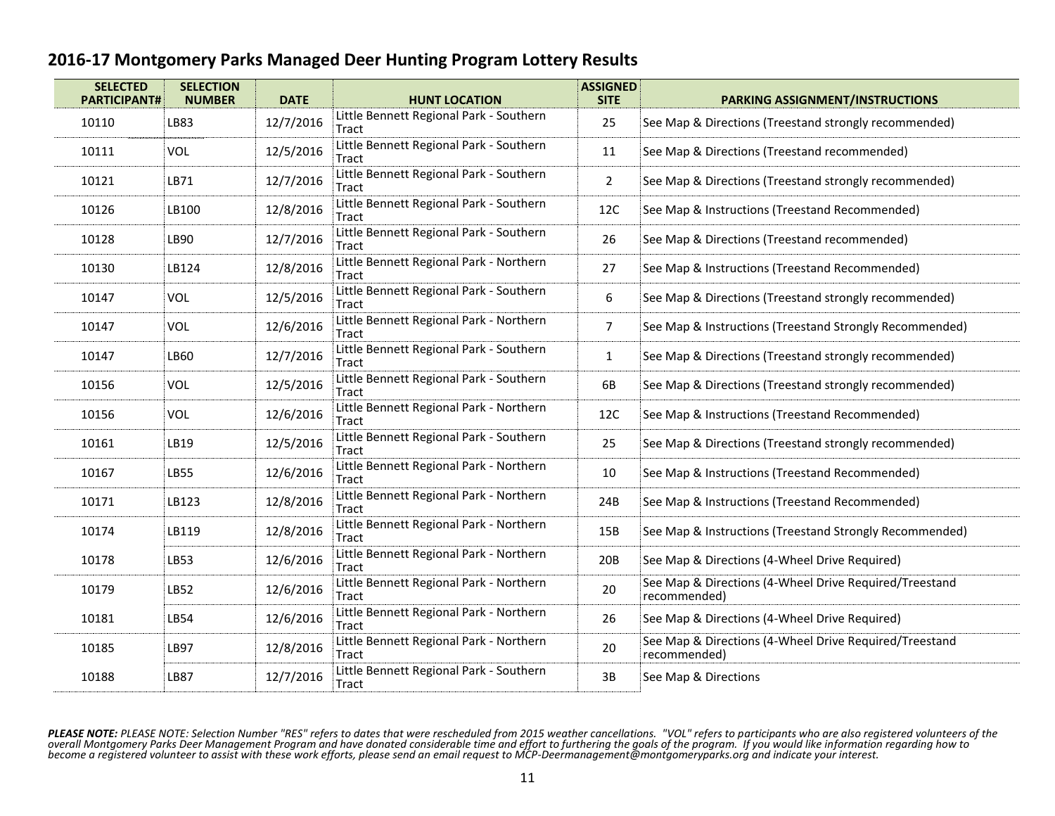## 2016-17 Montgomery Parks Managed Deer Hunting Program Lottery Results

| SELECTED PARTICIPANT# | SELECTION NUMBER | DATE | HUNT LOCATION | ASSIGNED SITE | PARKING ASSIGNMENT/INSTRUCTIONS |
|---|---|---|---|---|---|
| 10110 | LB83 | 12/7/2016 | Little Bennett Regional Park - Southern Tract | 25 | See Map & Directions (Treestand strongly recommended) |
| 10111 | VOL | 12/5/2016 | Little Bennett Regional Park - Southern Tract | 11 | See Map & Directions (Treestand recommended) |
| 10121 | LB71 | 12/7/2016 | Little Bennett Regional Park - Southern Tract | 2 | See Map & Directions (Treestand strongly recommended) |
| 10126 | LB100 | 12/8/2016 | Little Bennett Regional Park - Southern Tract | 12C | See Map & Instructions (Treestand Recommended) |
| 10128 | LB90 | 12/7/2016 | Little Bennett Regional Park - Southern Tract | 26 | See Map & Directions (Treestand recommended) |
| 10130 | LB124 | 12/8/2016 | Little Bennett Regional Park - Northern Tract | 27 | See Map & Instructions (Treestand Recommended) |
| 10147 | VOL | 12/5/2016 | Little Bennett Regional Park - Southern Tract | 6 | See Map & Directions (Treestand strongly recommended) |
| 10147 | VOL | 12/6/2016 | Little Bennett Regional Park - Northern Tract | 7 | See Map & Instructions (Treestand Strongly Recommended) |
| 10147 | LB60 | 12/7/2016 | Little Bennett Regional Park - Southern Tract | 1 | See Map & Directions (Treestand strongly recommended) |
| 10156 | VOL | 12/5/2016 | Little Bennett Regional Park - Southern Tract | 6B | See Map & Directions (Treestand strongly recommended) |
| 10156 | VOL | 12/6/2016 | Little Bennett Regional Park - Northern Tract | 12C | See Map & Instructions (Treestand Recommended) |
| 10161 | LB19 | 12/5/2016 | Little Bennett Regional Park - Southern Tract | 25 | See Map & Directions (Treestand strongly recommended) |
| 10167 | LB55 | 12/6/2016 | Little Bennett Regional Park - Northern Tract | 10 | See Map & Instructions (Treestand Recommended) |
| 10171 | LB123 | 12/8/2016 | Little Bennett Regional Park - Northern Tract | 24B | See Map & Instructions (Treestand Recommended) |
| 10174 | LB119 | 12/8/2016 | Little Bennett Regional Park - Northern Tract | 15B | See Map & Instructions (Treestand Strongly Recommended) |
| 10178 | LB53 | 12/6/2016 | Little Bennett Regional Park - Northern Tract | 20B | See Map & Directions (4-Wheel Drive Required) |
| 10179 | LB52 | 12/6/2016 | Little Bennett Regional Park - Northern Tract | 20 | See Map & Directions (4-Wheel Drive Required/Treestand recommended) |
| 10181 | LB54 | 12/6/2016 | Little Bennett Regional Park - Northern Tract | 26 | See Map & Directions (4-Wheel Drive Required) |
| 10185 | LB97 | 12/8/2016 | Little Bennett Regional Park - Northern Tract | 20 | See Map & Directions (4-Wheel Drive Required/Treestand recommended) |
| 10188 | LB87 | 12/7/2016 | Little Bennett Regional Park - Southern Tract | 3B | See Map & Directions |

***PLEASE NOTE:*** *PLEASE NOTE: Selection Number "RES" refers to dates that were rescheduled from 2015 weather cancellations. "VOL" refers to participants who are also registered volunteers of the overall Montgomery Parks Deer Management Program and have donated considerable time and effort to furthering the goals of the program. If you would like information regarding how to become a registered volunteer to assist with these work efforts, please send an email request to MCP-Deermanagement@montgomeryparks.org and indicate your interest.*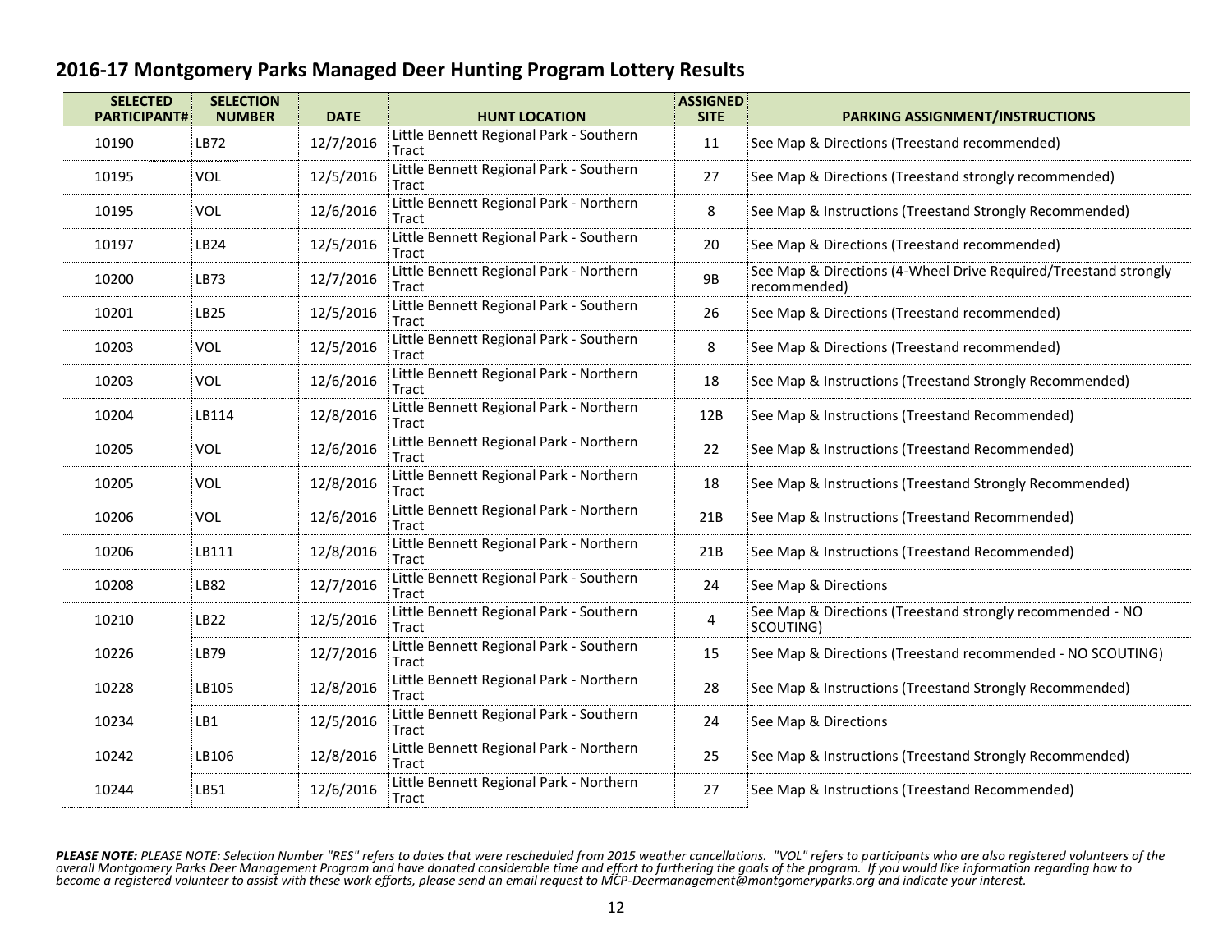# 2016-17 Montgomery Parks Managed Deer Hunting Program Lottery Results

| SELECTED PARTICIPANT# | SELECTION NUMBER | DATE | HUNT LOCATION | ASSIGNED SITE | PARKING ASSIGNMENT/INSTRUCTIONS |
|---|---|---|---|---|---|
| 10190 | LB72 | 12/7/2016 | Little Bennett Regional Park - Southern Tract | 11 | See Map & Directions (Treestand recommended) |
| 10195 | VOL | 12/5/2016 | Little Bennett Regional Park - Southern Tract | 27 | See Map & Directions (Treestand strongly recommended) |
| 10195 | VOL | 12/6/2016 | Little Bennett Regional Park - Northern Tract | 8 | See Map & Instructions (Treestand Strongly Recommended) |
| 10197 | LB24 | 12/5/2016 | Little Bennett Regional Park - Southern Tract | 20 | See Map & Directions (Treestand recommended) |
| 10200 | LB73 | 12/7/2016 | Little Bennett Regional Park - Northern Tract | 9B | See Map & Directions (4-Wheel Drive Required/Treestand strongly recommended) |
| 10201 | LB25 | 12/5/2016 | Little Bennett Regional Park - Southern Tract | 26 | See Map & Directions (Treestand recommended) |
| 10203 | VOL | 12/5/2016 | Little Bennett Regional Park - Southern Tract | 8 | See Map & Directions (Treestand recommended) |
| 10203 | VOL | 12/6/2016 | Little Bennett Regional Park - Northern Tract | 18 | See Map & Instructions (Treestand Strongly Recommended) |
| 10204 | LB114 | 12/8/2016 | Little Bennett Regional Park - Northern Tract | 12B | See Map & Instructions (Treestand Recommended) |
| 10205 | VOL | 12/6/2016 | Little Bennett Regional Park - Northern Tract | 22 | See Map & Instructions (Treestand Recommended) |
| 10205 | VOL | 12/8/2016 | Little Bennett Regional Park - Northern Tract | 18 | See Map & Instructions (Treestand Strongly Recommended) |
| 10206 | VOL | 12/6/2016 | Little Bennett Regional Park - Northern Tract | 21B | See Map & Instructions (Treestand Recommended) |
| 10206 | LB111 | 12/8/2016 | Little Bennett Regional Park - Northern Tract | 21B | See Map & Instructions (Treestand Recommended) |
| 10208 | LB82 | 12/7/2016 | Little Bennett Regional Park - Southern Tract | 24 | See Map & Directions |
| 10210 | LB22 | 12/5/2016 | Little Bennett Regional Park - Southern Tract | 4 | See Map & Directions (Treestand strongly recommended - NO SCOUTING) |
| 10226 | LB79 | 12/7/2016 | Little Bennett Regional Park - Southern Tract | 15 | See Map & Directions (Treestand recommended - NO SCOUTING) |
| 10228 | LB105 | 12/8/2016 | Little Bennett Regional Park - Northern Tract | 28 | See Map & Instructions (Treestand Strongly Recommended) |
| 10234 | LB1 | 12/5/2016 | Little Bennett Regional Park - Southern Tract | 24 | See Map & Directions |
| 10242 | LB106 | 12/8/2016 | Little Bennett Regional Park - Northern Tract | 25 | See Map & Instructions (Treestand Strongly Recommended) |
| 10244 | LB51 | 12/6/2016 | Little Bennett Regional Park - Northern Tract | 27 | See Map & Instructions (Treestand Recommended) |

***PLEASE NOTE:*** *PLEASE NOTE: Selection Number "RES" refers to dates that were rescheduled from 2015 weather cancellations. "VOL" refers to participants who are also registered volunteers of the overall Montgomery Parks Deer Management Program and have donated considerable time and effort to furthering the goals of the program. If you would like information regarding how to become a registered volunteer to assist with these work efforts, please send an email request to MCP-Deermanagement@montgomeryparks.org and indicate your interest.*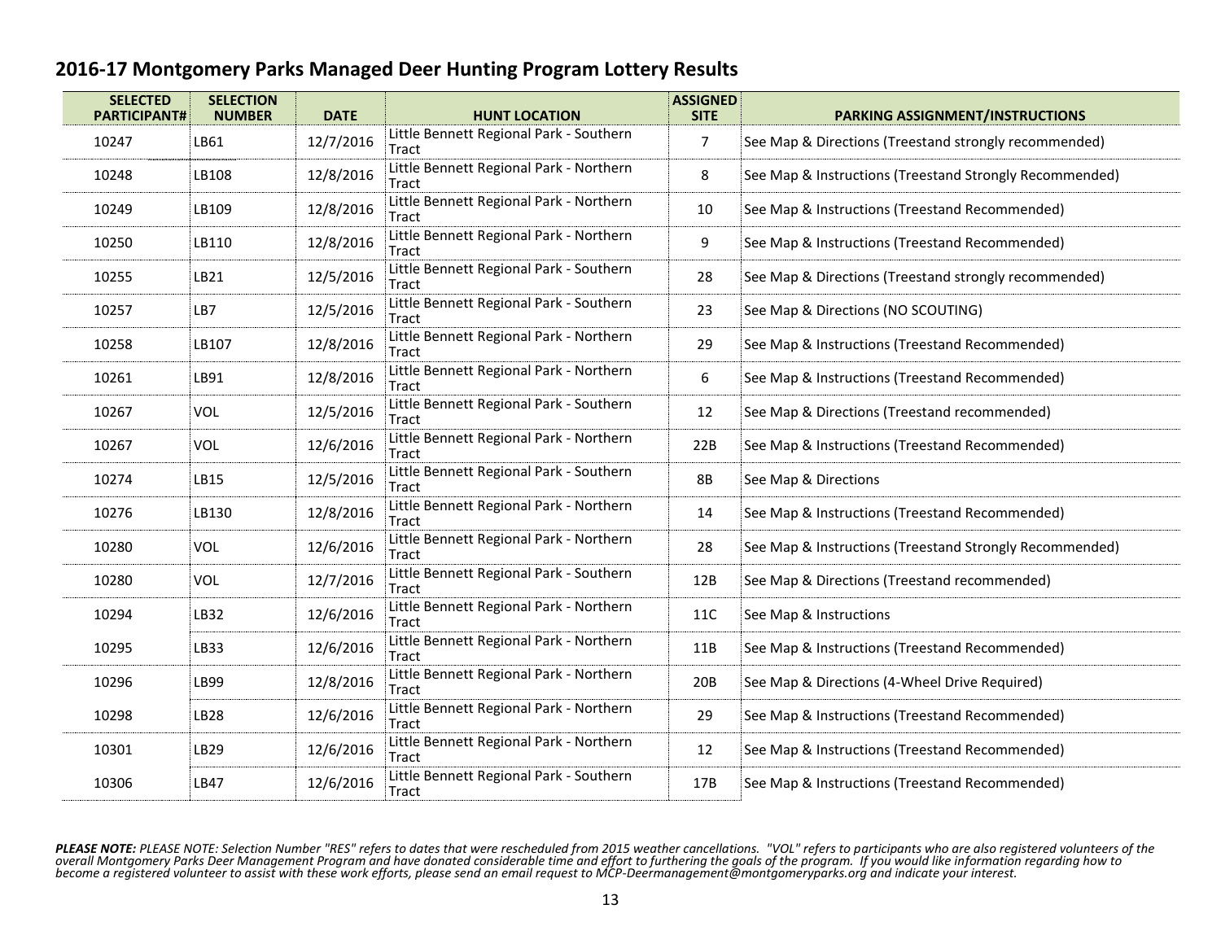## 2016-17 Montgomery Parks Managed Deer Hunting Program Lottery Results

| SELECTED PARTICIPANT# | SELECTION NUMBER | DATE | HUNT LOCATION | ASSIGNED SITE | PARKING ASSIGNMENT/INSTRUCTIONS |
|---|---|---|---|---|---|
| 10247 | LB61 | 12/7/2016 | Little Bennett Regional Park - Southern Tract | 7 | See Map & Directions (Treestand strongly recommended) |
| 10248 | LB108 | 12/8/2016 | Little Bennett Regional Park - Northern Tract | 8 | See Map & Instructions (Treestand Strongly Recommended) |
| 10249 | LB109 | 12/8/2016 | Little Bennett Regional Park - Northern Tract | 10 | See Map & Instructions (Treestand Recommended) |
| 10250 | LB110 | 12/8/2016 | Little Bennett Regional Park - Northern Tract | 9 | See Map & Instructions (Treestand Recommended) |
| 10255 | LB21 | 12/5/2016 | Little Bennett Regional Park - Southern Tract | 28 | See Map & Directions (Treestand strongly recommended) |
| 10257 | LB7 | 12/5/2016 | Little Bennett Regional Park - Southern Tract | 23 | See Map & Directions (NO SCOUTING) |
| 10258 | LB107 | 12/8/2016 | Little Bennett Regional Park - Northern Tract | 29 | See Map & Instructions (Treestand Recommended) |
| 10261 | LB91 | 12/8/2016 | Little Bennett Regional Park - Northern Tract | 6 | See Map & Instructions (Treestand Recommended) |
| 10267 | VOL | 12/5/2016 | Little Bennett Regional Park - Southern Tract | 12 | See Map & Directions (Treestand recommended) |
| 10267 | VOL | 12/6/2016 | Little Bennett Regional Park - Northern Tract | 22B | See Map & Instructions (Treestand Recommended) |
| 10274 | LB15 | 12/5/2016 | Little Bennett Regional Park - Southern Tract | 8B | See Map & Directions |
| 10276 | LB130 | 12/8/2016 | Little Bennett Regional Park - Northern Tract | 14 | See Map & Instructions (Treestand Recommended) |
| 10280 | VOL | 12/6/2016 | Little Bennett Regional Park - Northern Tract | 28 | See Map & Instructions (Treestand Strongly Recommended) |
| 10280 | VOL | 12/7/2016 | Little Bennett Regional Park - Southern Tract | 12B | See Map & Directions (Treestand recommended) |
| 10294 | LB32 | 12/6/2016 | Little Bennett Regional Park - Northern Tract | 11C | See Map & Instructions |
| 10295 | LB33 | 12/6/2016 | Little Bennett Regional Park - Northern Tract | 11B | See Map & Instructions (Treestand Recommended) |
| 10296 | LB99 | 12/8/2016 | Little Bennett Regional Park - Northern Tract | 20B | See Map & Directions (4-Wheel Drive Required) |
| 10298 | LB28 | 12/6/2016 | Little Bennett Regional Park - Northern Tract | 29 | See Map & Instructions (Treestand Recommended) |
| 10301 | LB29 | 12/6/2016 | Little Bennett Regional Park - Northern Tract | 12 | See Map & Instructions (Treestand Recommended) |
| 10306 | LB47 | 12/6/2016 | Little Bennett Regional Park - Southern Tract | 17B | See Map & Instructions (Treestand Recommended) |

***PLEASE NOTE:*** *PLEASE NOTE: Selection Number "RES" refers to dates that were rescheduled from 2015 weather cancellations. "VOL" refers to participants who are also registered volunteers of the overall Montgomery Parks Deer Management Program and have donated considerable time and effort to furthering the goals of the program. If you would like information regarding how to become a registered volunteer to assist with these work efforts, please send an email request to MCP-Deermanagement@montgomeryparks.org and indicate your interest.*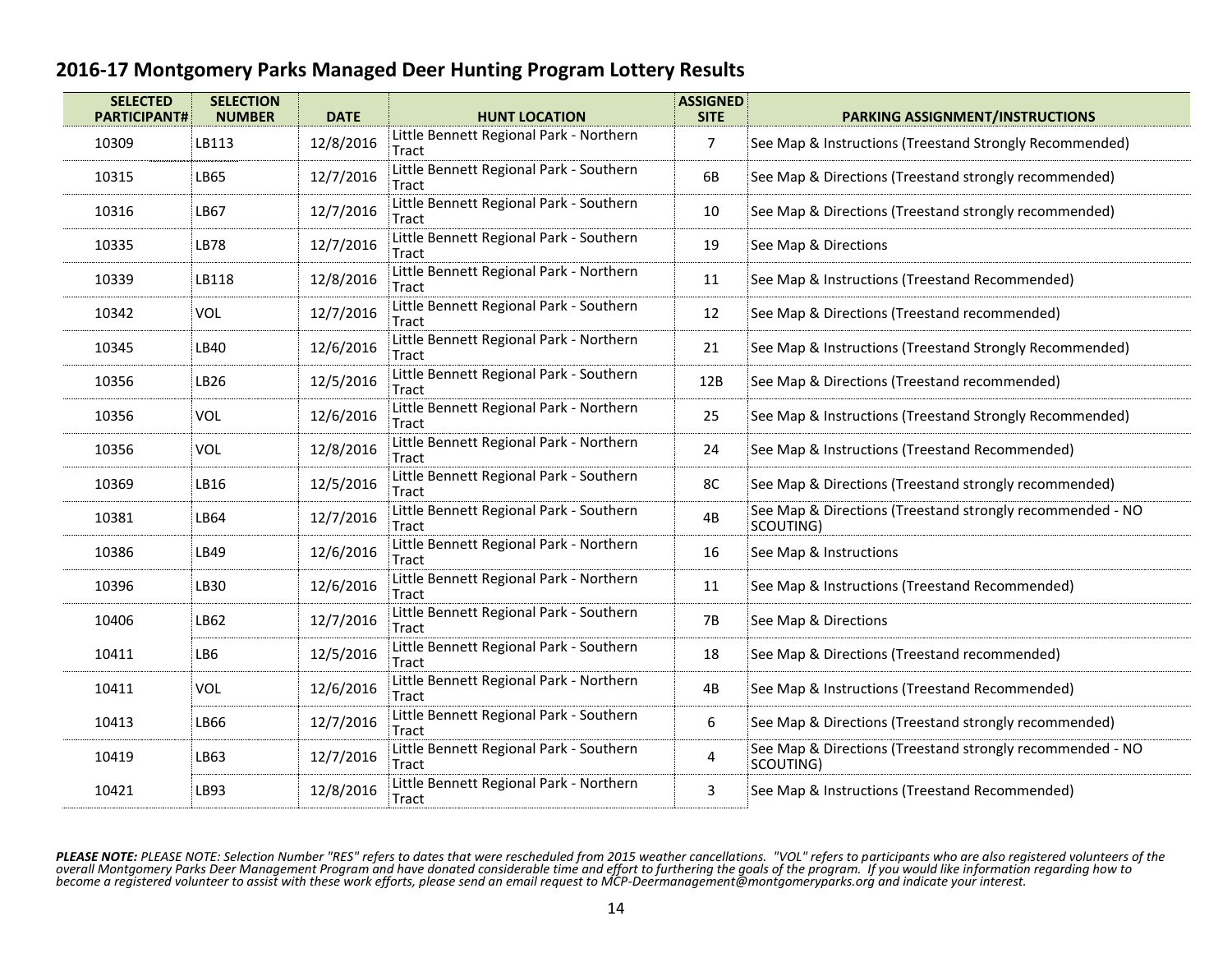## 2016-17 Montgomery Parks Managed Deer Hunting Program Lottery Results

| SELECTED PARTICIPANT# | SELECTION NUMBER | DATE | HUNT LOCATION | ASSIGNED SITE | PARKING ASSIGNMENT/INSTRUCTIONS |
|---|---|---|---|---|---|
| 10309 | LB113 | 12/8/2016 | Little Bennett Regional Park - Northern Tract | 7 | See Map & Instructions (Treestand Strongly Recommended) |
| 10315 | LB65 | 12/7/2016 | Little Bennett Regional Park - Southern Tract | 6B | See Map & Directions (Treestand strongly recommended) |
| 10316 | LB67 | 12/7/2016 | Little Bennett Regional Park - Southern Tract | 10 | See Map & Directions (Treestand strongly recommended) |
| 10335 | LB78 | 12/7/2016 | Little Bennett Regional Park - Southern Tract | 19 | See Map & Directions |
| 10339 | LB118 | 12/8/2016 | Little Bennett Regional Park - Northern Tract | 11 | See Map & Instructions (Treestand Recommended) |
| 10342 | VOL | 12/7/2016 | Little Bennett Regional Park - Southern Tract | 12 | See Map & Directions (Treestand recommended) |
| 10345 | LB40 | 12/6/2016 | Little Bennett Regional Park - Northern Tract | 21 | See Map & Instructions (Treestand Strongly Recommended) |
| 10356 | LB26 | 12/5/2016 | Little Bennett Regional Park - Southern Tract | 12B | See Map & Directions (Treestand recommended) |
| 10356 | VOL | 12/6/2016 | Little Bennett Regional Park - Northern Tract | 25 | See Map & Instructions (Treestand Strongly Recommended) |
| 10356 | VOL | 12/8/2016 | Little Bennett Regional Park - Northern Tract | 24 | See Map & Instructions (Treestand Recommended) |
| 10369 | LB16 | 12/5/2016 | Little Bennett Regional Park - Southern Tract | 8C | See Map & Directions (Treestand strongly recommended) |
| 10381 | LB64 | 12/7/2016 | Little Bennett Regional Park - Southern Tract | 4B | See Map & Directions (Treestand strongly recommended - NO SCOUTING) |
| 10386 | LB49 | 12/6/2016 | Little Bennett Regional Park - Northern Tract | 16 | See Map & Instructions |
| 10396 | LB30 | 12/6/2016 | Little Bennett Regional Park - Northern Tract | 11 | See Map & Instructions (Treestand Recommended) |
| 10406 | LB62 | 12/7/2016 | Little Bennett Regional Park - Southern Tract | 7B | See Map & Directions |
| 10411 | LB6 | 12/5/2016 | Little Bennett Regional Park - Southern Tract | 18 | See Map & Directions (Treestand recommended) |
| 10411 | VOL | 12/6/2016 | Little Bennett Regional Park - Northern Tract | 4B | See Map & Instructions (Treestand Recommended) |
| 10413 | LB66 | 12/7/2016 | Little Bennett Regional Park - Southern Tract | 6 | See Map & Directions (Treestand strongly recommended) |
| 10419 | LB63 | 12/7/2016 | Little Bennett Regional Park - Southern Tract | 4 | See Map & Directions (Treestand strongly recommended - NO SCOUTING) |
| 10421 | LB93 | 12/8/2016 | Little Bennett Regional Park - Northern Tract | 3 | See Map & Instructions (Treestand Recommended) |

***PLEASE NOTE:*** *PLEASE NOTE: Selection Number "RES" refers to dates that were rescheduled from 2015 weather cancellations. "VOL" refers to participants who are also registered volunteers of the overall Montgomery Parks Deer Management Program and have donated considerable time and effort to furthering the goals of the program. If you would like information regarding how to become a registered volunteer to assist with these work efforts, please send an email request to MCP-Deermanagement@montgomeryparks.org and indicate your interest.*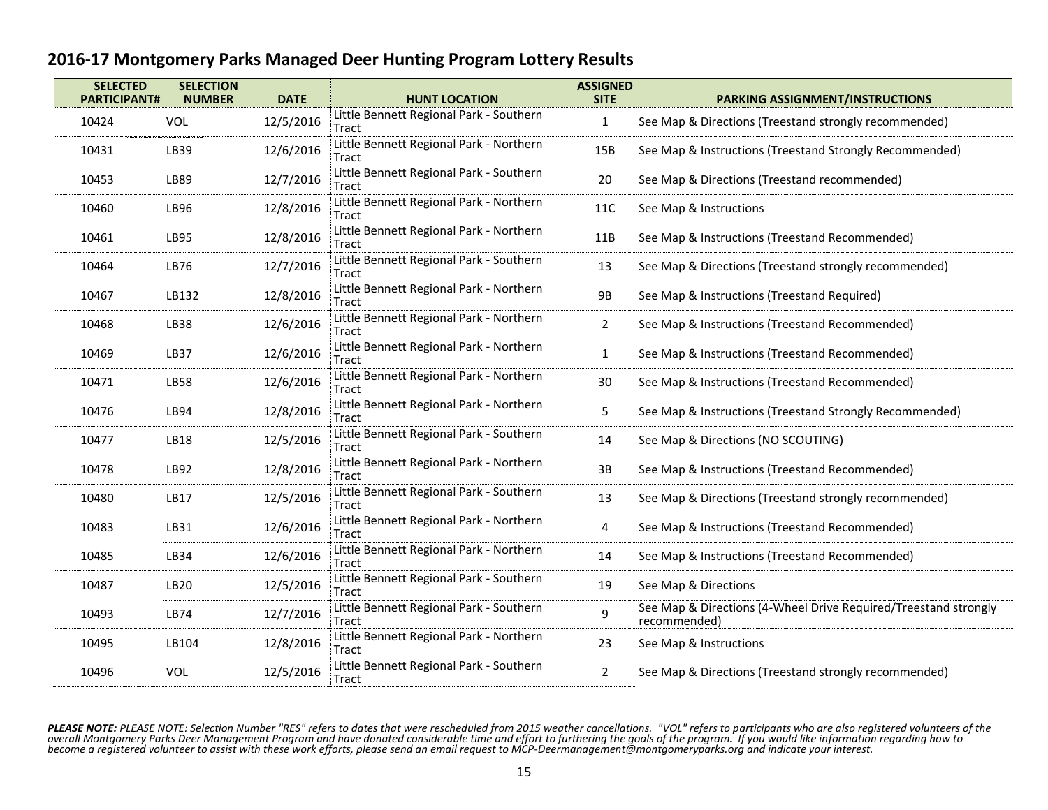## 2016-17 Montgomery Parks Managed Deer Hunting Program Lottery Results

| SELECTED PARTICIPANT# | SELECTION NUMBER | DATE | HUNT LOCATION | ASSIGNED SITE | PARKING ASSIGNMENT/INSTRUCTIONS |
|---|---|---|---|---|---|
| 10424 | VOL | 12/5/2016 | Little Bennett Regional Park - Southern Tract | 1 | See Map & Directions (Treestand strongly recommended) |
| 10431 | LB39 | 12/6/2016 | Little Bennett Regional Park - Northern Tract | 15B | See Map & Instructions (Treestand Strongly Recommended) |
| 10453 | LB89 | 12/7/2016 | Little Bennett Regional Park - Southern Tract | 20 | See Map & Directions (Treestand recommended) |
| 10460 | LB96 | 12/8/2016 | Little Bennett Regional Park - Northern Tract | 11C | See Map & Instructions |
| 10461 | LB95 | 12/8/2016 | Little Bennett Regional Park - Northern Tract | 11B | See Map & Instructions (Treestand Recommended) |
| 10464 | LB76 | 12/7/2016 | Little Bennett Regional Park - Southern Tract | 13 | See Map & Directions (Treestand strongly recommended) |
| 10467 | LB132 | 12/8/2016 | Little Bennett Regional Park - Northern Tract | 9B | See Map & Instructions (Treestand Required) |
| 10468 | LB38 | 12/6/2016 | Little Bennett Regional Park - Northern Tract | 2 | See Map & Instructions (Treestand Recommended) |
| 10469 | LB37 | 12/6/2016 | Little Bennett Regional Park - Northern Tract | 1 | See Map & Instructions (Treestand Recommended) |
| 10471 | LB58 | 12/6/2016 | Little Bennett Regional Park - Northern Tract | 30 | See Map & Instructions (Treestand Recommended) |
| 10476 | LB94 | 12/8/2016 | Little Bennett Regional Park - Northern Tract | 5 | See Map & Instructions (Treestand Strongly Recommended) |
| 10477 | LB18 | 12/5/2016 | Little Bennett Regional Park - Southern Tract | 14 | See Map & Directions (NO SCOUTING) |
| 10478 | LB92 | 12/8/2016 | Little Bennett Regional Park - Northern Tract | 3B | See Map & Instructions (Treestand Recommended) |
| 10480 | LB17 | 12/5/2016 | Little Bennett Regional Park - Southern Tract | 13 | See Map & Directions (Treestand strongly recommended) |
| 10483 | LB31 | 12/6/2016 | Little Bennett Regional Park - Northern Tract | 4 | See Map & Instructions (Treestand Recommended) |
| 10485 | LB34 | 12/6/2016 | Little Bennett Regional Park - Northern Tract | 14 | See Map & Instructions (Treestand Recommended) |
| 10487 | LB20 | 12/5/2016 | Little Bennett Regional Park - Southern Tract | 19 | See Map & Directions |
| 10493 | LB74 | 12/7/2016 | Little Bennett Regional Park - Southern Tract | 9 | See Map & Directions (4-Wheel Drive Required/Treestand strongly recommended) |
| 10495 | LB104 | 12/8/2016 | Little Bennett Regional Park - Northern Tract | 23 | See Map & Instructions |
| 10496 | VOL | 12/5/2016 | Little Bennett Regional Park - Southern Tract | 2 | See Map & Directions (Treestand strongly recommended) |

***PLEASE NOTE:*** *PLEASE NOTE: Selection Number "RES" refers to dates that were rescheduled from 2015 weather cancellations. "VOL" refers to participants who are also registered volunteers of the overall Montgomery Parks Deer Management Program and have donated considerable time and effort to furthering the goals of the program. If you would like information regarding how to become a registered volunteer to assist with these work efforts, please send an email request to MCP-Deermanagement@montgomeryparks.org and indicate your interest.*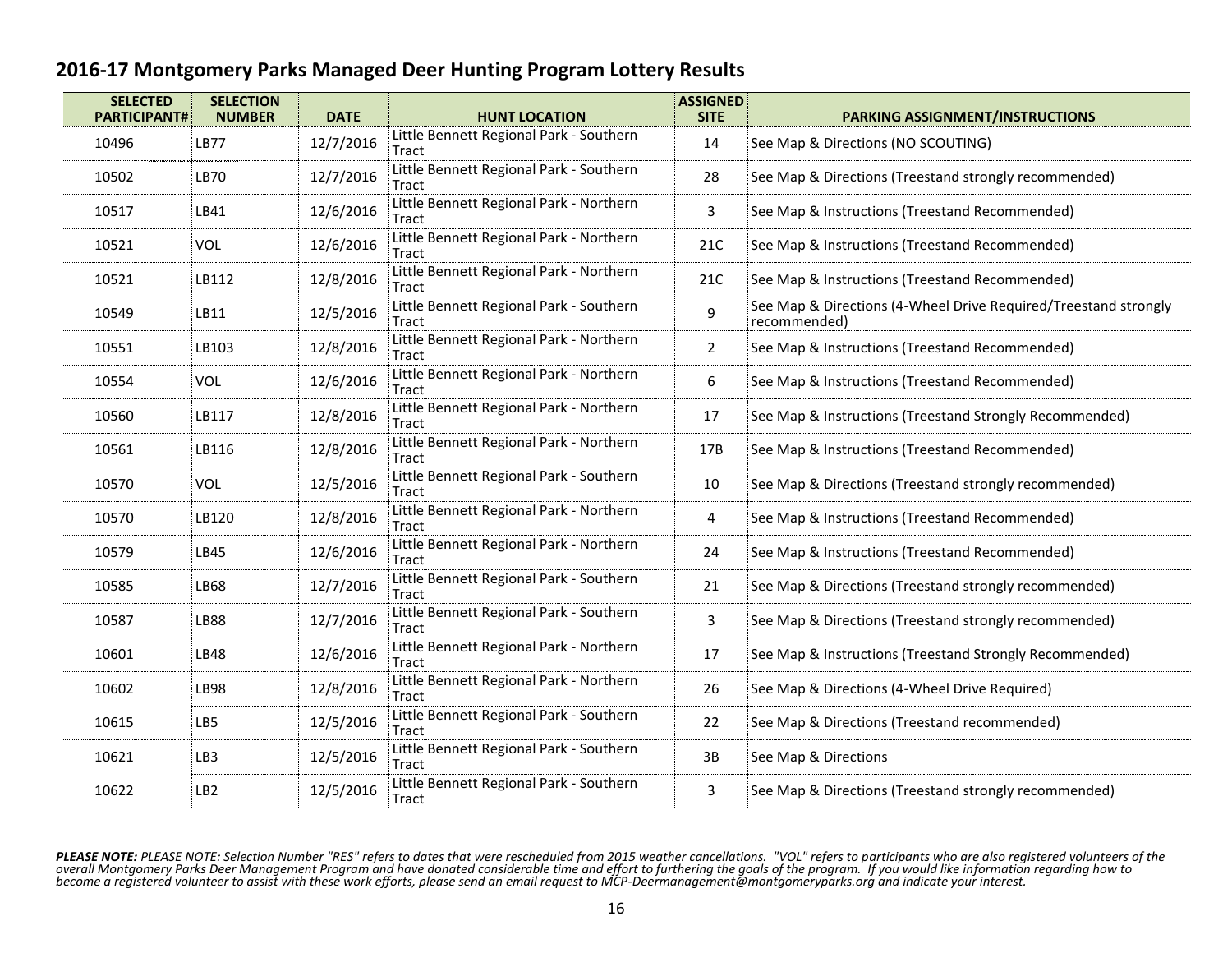## 2016-17 Montgomery Parks Managed Deer Hunting Program Lottery Results

| SELECTED PARTICIPANT# | SELECTION NUMBER | DATE | HUNT LOCATION | ASSIGNED SITE | PARKING ASSIGNMENT/INSTRUCTIONS |
|---|---|---|---|---|---|
| 10496 | LB77 | 12/7/2016 | Little Bennett Regional Park - Southern Tract | 14 | See Map & Directions (NO SCOUTING) |
| 10502 | LB70 | 12/7/2016 | Little Bennett Regional Park - Southern Tract | 28 | See Map & Directions (Treestand strongly recommended) |
| 10517 | LB41 | 12/6/2016 | Little Bennett Regional Park - Northern Tract | 3 | See Map & Instructions (Treestand Recommended) |
| 10521 | VOL | 12/6/2016 | Little Bennett Regional Park - Northern Tract | 21C | See Map & Instructions (Treestand Recommended) |
| 10521 | LB112 | 12/8/2016 | Little Bennett Regional Park - Northern Tract | 21C | See Map & Instructions (Treestand Recommended) |
| 10549 | LB11 | 12/5/2016 | Little Bennett Regional Park - Southern Tract | 9 | See Map & Directions (4-Wheel Drive Required/Treestand strongly recommended) |
| 10551 | LB103 | 12/8/2016 | Little Bennett Regional Park - Northern Tract | 2 | See Map & Instructions (Treestand Recommended) |
| 10554 | VOL | 12/6/2016 | Little Bennett Regional Park - Northern Tract | 6 | See Map & Instructions (Treestand Recommended) |
| 10560 | LB117 | 12/8/2016 | Little Bennett Regional Park - Northern Tract | 17 | See Map & Instructions (Treestand Strongly Recommended) |
| 10561 | LB116 | 12/8/2016 | Little Bennett Regional Park - Northern Tract | 17B | See Map & Instructions (Treestand Recommended) |
| 10570 | VOL | 12/5/2016 | Little Bennett Regional Park - Southern Tract | 10 | See Map & Directions (Treestand strongly recommended) |
| 10570 | LB120 | 12/8/2016 | Little Bennett Regional Park - Northern Tract | 4 | See Map & Instructions (Treestand Recommended) |
| 10579 | LB45 | 12/6/2016 | Little Bennett Regional Park - Northern Tract | 24 | See Map & Instructions (Treestand Recommended) |
| 10585 | LB68 | 12/7/2016 | Little Bennett Regional Park - Southern Tract | 21 | See Map & Directions (Treestand strongly recommended) |
| 10587 | LB88 | 12/7/2016 | Little Bennett Regional Park - Southern Tract | 3 | See Map & Directions (Treestand strongly recommended) |
| 10601 | LB48 | 12/6/2016 | Little Bennett Regional Park - Northern Tract | 17 | See Map & Instructions (Treestand Strongly Recommended) |
| 10602 | LB98 | 12/8/2016 | Little Bennett Regional Park - Northern Tract | 26 | See Map & Directions (4-Wheel Drive Required) |
| 10615 | LB5 | 12/5/2016 | Little Bennett Regional Park - Southern Tract | 22 | See Map & Directions (Treestand recommended) |
| 10621 | LB3 | 12/5/2016 | Little Bennett Regional Park - Southern Tract | 3B | See Map & Directions |
| 10622 | LB2 | 12/5/2016 | Little Bennett Regional Park - Southern Tract | 3 | See Map & Directions (Treestand strongly recommended) |

***PLEASE NOTE:*** *PLEASE NOTE: Selection Number "RES" refers to dates that were rescheduled from 2015 weather cancellations. "VOL" refers to participants who are also registered volunteers of the overall Montgomery Parks Deer Management Program and have donated considerable time and effort to furthering the goals of the program. If you would like information regarding how to become a registered volunteer to assist with these work efforts, please send an email request to MCP-Deermanagement@montgomeryparks.org and indicate your interest.*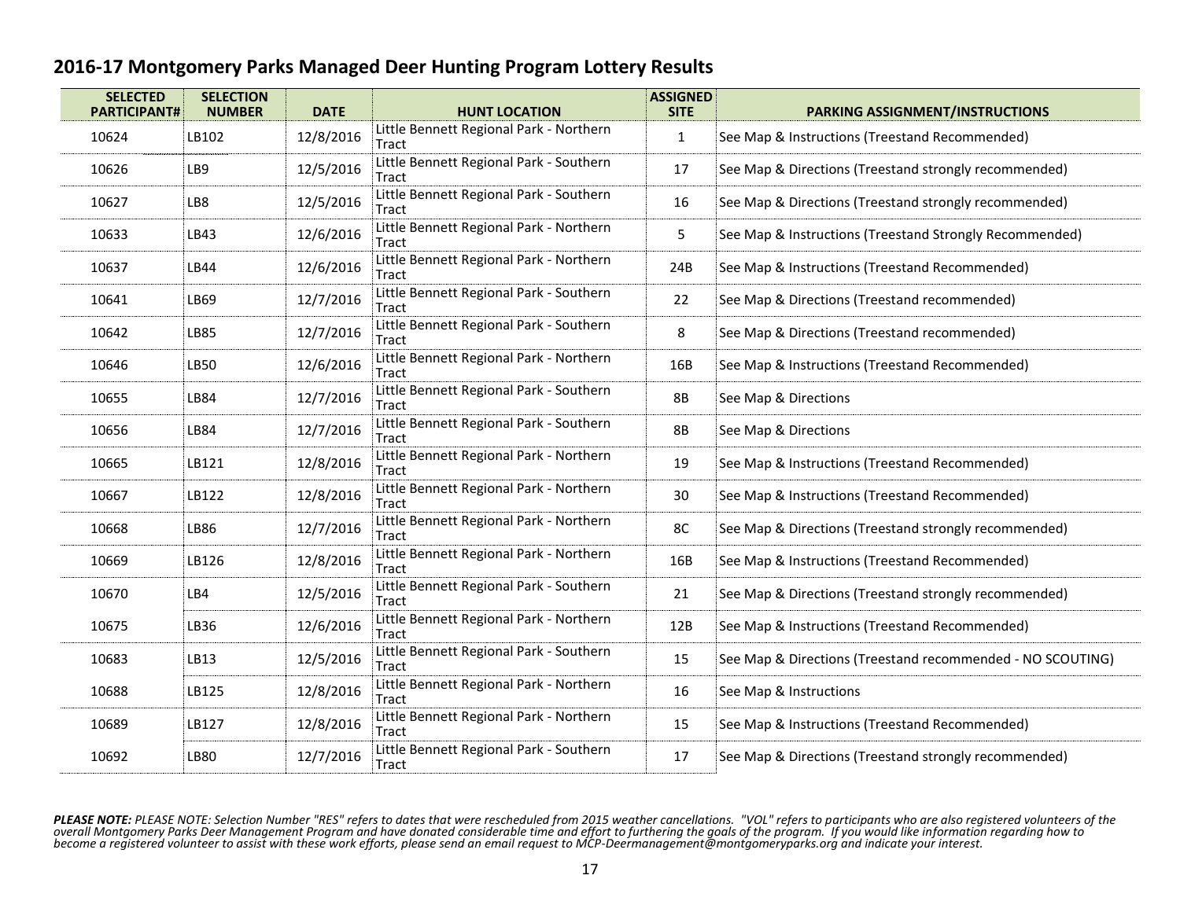## 2016-17 Montgomery Parks Managed Deer Hunting Program Lottery Results

| SELECTED PARTICIPANT# | SELECTION NUMBER | DATE | HUNT LOCATION | ASSIGNED SITE | PARKING ASSIGNMENT/INSTRUCTIONS |
|---|---|---|---|---|---|
| 10624 | LB102 | 12/8/2016 | Little Bennett Regional Park - Northern Tract | 1 | See Map & Instructions (Treestand Recommended) |
| 10626 | LB9 | 12/5/2016 | Little Bennett Regional Park - Southern Tract | 17 | See Map & Directions (Treestand strongly recommended) |
| 10627 | LB8 | 12/5/2016 | Little Bennett Regional Park - Southern Tract | 16 | See Map & Directions (Treestand strongly recommended) |
| 10633 | LB43 | 12/6/2016 | Little Bennett Regional Park - Northern Tract | 5 | See Map & Instructions (Treestand Strongly Recommended) |
| 10637 | LB44 | 12/6/2016 | Little Bennett Regional Park - Northern Tract | 24B | See Map & Instructions (Treestand Recommended) |
| 10641 | LB69 | 12/7/2016 | Little Bennett Regional Park - Southern Tract | 22 | See Map & Directions (Treestand recommended) |
| 10642 | LB85 | 12/7/2016 | Little Bennett Regional Park - Southern Tract | 8 | See Map & Directions (Treestand recommended) |
| 10646 | LB50 | 12/6/2016 | Little Bennett Regional Park - Northern Tract | 16B | See Map & Instructions (Treestand Recommended) |
| 10655 | LB84 | 12/7/2016 | Little Bennett Regional Park - Southern Tract | 8B | See Map & Directions |
| 10656 | LB84 | 12/7/2016 | Little Bennett Regional Park - Southern Tract | 8B | See Map & Directions |
| 10665 | LB121 | 12/8/2016 | Little Bennett Regional Park - Northern Tract | 19 | See Map & Instructions (Treestand Recommended) |
| 10667 | LB122 | 12/8/2016 | Little Bennett Regional Park - Northern Tract | 30 | See Map & Instructions (Treestand Recommended) |
| 10668 | LB86 | 12/7/2016 | Little Bennett Regional Park - Northern Tract | 8C | See Map & Directions (Treestand strongly recommended) |
| 10669 | LB126 | 12/8/2016 | Little Bennett Regional Park - Northern Tract | 16B | See Map & Instructions (Treestand Recommended) |
| 10670 | LB4 | 12/5/2016 | Little Bennett Regional Park - Southern Tract | 21 | See Map & Directions (Treestand strongly recommended) |
| 10675 | LB36 | 12/6/2016 | Little Bennett Regional Park - Northern Tract | 12B | See Map & Instructions (Treestand Recommended) |
| 10683 | LB13 | 12/5/2016 | Little Bennett Regional Park - Southern Tract | 15 | See Map & Directions (Treestand recommended - NO SCOUTING) |
| 10688 | LB125 | 12/8/2016 | Little Bennett Regional Park - Northern Tract | 16 | See Map & Instructions |
| 10689 | LB127 | 12/8/2016 | Little Bennett Regional Park - Northern Tract | 15 | See Map & Instructions (Treestand Recommended) |
| 10692 | LB80 | 12/7/2016 | Little Bennett Regional Park - Southern Tract | 17 | See Map & Directions (Treestand strongly recommended) |

***PLEASE NOTE:*** *PLEASE NOTE: Selection Number "RES" refers to dates that were rescheduled from 2015 weather cancellations. "VOL" refers to participants who are also registered volunteers of the overall Montgomery Parks Deer Management Program and have donated considerable time and effort to furthering the goals of the program. If you would like information regarding how to become a registered volunteer to assist with these work efforts, please send an email request to MCP-Deermanagement@montgomeryparks.org and indicate your interest.*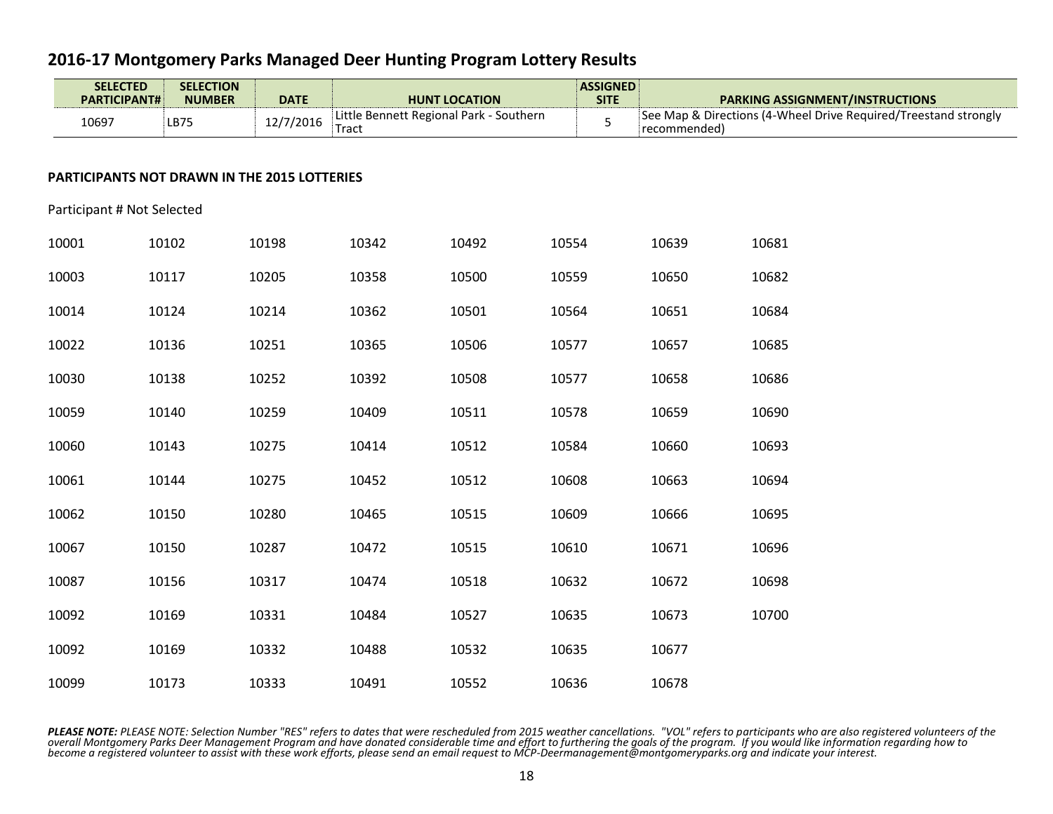## 2016-17 Montgomery Parks Managed Deer Hunting Program Lottery Results

| SELECTED PARTICIPANT# | SELECTION NUMBER | DATE | HUNT LOCATION | ASSIGNED SITE | PARKING ASSIGNMENT/INSTRUCTIONS |
|---|---|---|---|---|---|
| 10697 | LB75 | 12/7/2016 | Little Bennett Regional Park - Southern Tract | 5 | See Map & Directions (4-Wheel Drive Required/Treestand strongly recommended) |

**PARTICIPANTS NOT DRAWN IN THE 2015 LOTTERIES**

Participant # Not Selected

| | | | | | | | |
|---|---|---|---|---|---|---|---|
| 10001 | 10102 | 10198 | 10342 | 10492 | 10554 | 10639 | 10681 |
| 10003 | 10117 | 10205 | 10358 | 10500 | 10559 | 10650 | 10682 |
| 10014 | 10124 | 10214 | 10362 | 10501 | 10564 | 10651 | 10684 |
| 10022 | 10136 | 10251 | 10365 | 10506 | 10577 | 10657 | 10685 |
| 10030 | 10138 | 10252 | 10392 | 10508 | 10577 | 10658 | 10686 |
| 10059 | 10140 | 10259 | 10409 | 10511 | 10578 | 10659 | 10690 |
| 10060 | 10143 | 10275 | 10414 | 10512 | 10584 | 10660 | 10693 |
| 10061 | 10144 | 10275 | 10452 | 10512 | 10608 | 10663 | 10694 |
| 10062 | 10150 | 10280 | 10465 | 10515 | 10609 | 10666 | 10695 |
| 10067 | 10150 | 10287 | 10472 | 10515 | 10610 | 10671 | 10696 |
| 10087 | 10156 | 10317 | 10474 | 10518 | 10632 | 10672 | 10698 |
| 10092 | 10169 | 10331 | 10484 | 10527 | 10635 | 10673 | 10700 |
| 10092 | 10169 | 10332 | 10488 | 10532 | 10635 | 10677 | |
| 10099 | 10173 | 10333 | 10491 | 10552 | 10636 | 10678 | |

***PLEASE NOTE:*** *PLEASE NOTE: Selection Number "RES" refers to dates that were rescheduled from 2015 weather cancellations. "VOL" refers to participants who are also registered volunteers of the overall Montgomery Parks Deer Management Program and have donated considerable time and effort to furthering the goals of the program. If you would like information regarding how to become a registered volunteer to assist with these work efforts, please send an email request to MCP-Deermanagement@montgomeryparks.org and indicate your interest.*